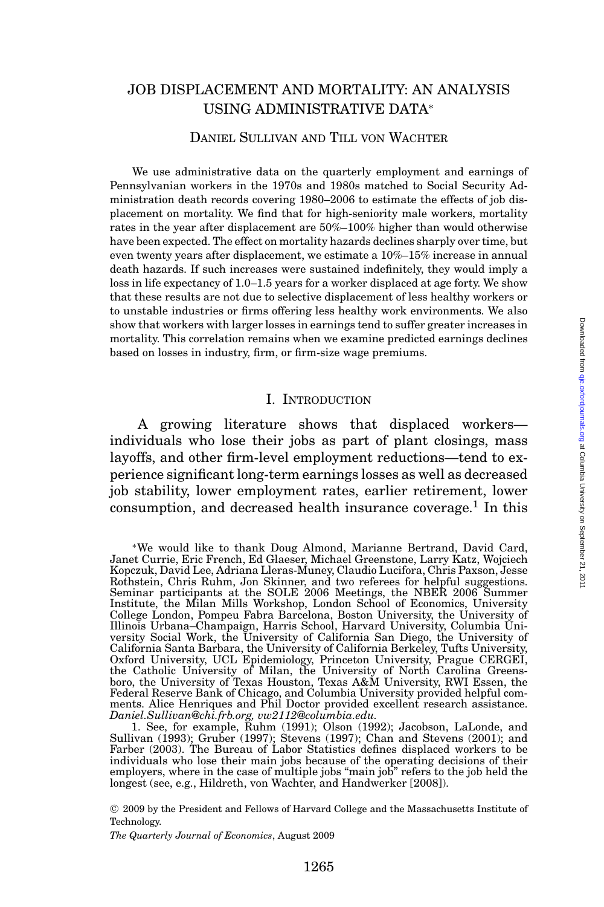# JOB DISPLACEMENT AND MORTALITY: AN ANALYSIS USING ADMINISTRATIVE DATA*

DANIEL SULLIVAN AND TILL VON WACHTER

We use administrative data on the quarterly employment and earnings of Pennsylvanian workers in the 1970s and 1980s matched to Social Security Administration death records covering 1980–2006 to estimate the effects of job displacement on mortality. We find that for high-seniority male workers, mortality rates in the year after displacement are 50%–100% higher than would otherwise have been expected. The effect on mortality hazards declines sharply over time, but even twenty years after displacement, we estimate a 10%–15% increase in annual death hazards. If such increases were sustained indefinitely, they would imply a loss in life expectancy of 1.0–1.5 years for a worker displaced at age forty. We show that these results are not due to selective displacement of less healthy workers or to unstable industries or firms offering less healthy work environments. We also show that workers with larger losses in earnings tend to suffer greater increases in mortality. This correlation remains when we examine predicted earnings declines based on losses in industry, firm, or firm-size wage premiums.

## I. INTRODUCTION

A growing literature shows that displaced workers—individuals who lose their jobs as part of plant closings, mass layoffs, and other firm-level employment reductions—tend to experience significant long-term earnings losses as well as decreased job stability, lower employment rates, earlier retirement, lower consumption, and decreased health insurance coverage.[1] In this

*We would like to thank Doug Almond, Marianne Bertrand, David Card, Janet Currie, Eric French, Ed Glaeser, Michael Greenstone, Larry Katz, Wojciech Kopczuk, David Lee, Adriana Lleras-Muney, Claudio Lucifora, Chris Paxson, Jesse Rothstein, Chris Ruhm, Jon Skinner, and two referees for helpful suggestions. Seminar participants at the SOLE 2006 Meetings, the NBER 2006 Summer Institute, the Milan Mills Workshop, London School of Economics, University College London, Pompeu Fabra Barcelona, Boston University, the University of Illinois Urbana–Champaign, Harris School, Harvard University, Columbia University Social Work, the University of California San Diego, the University of California Santa Barbara, the University of California Berkeley, Tufts University, Oxford University, UCL Epidemiology, Princeton University, Prague CERGEI, the Catholic University of Milan, the University of North Carolina Greensboro, the University of Texas Houston, Texas A&M University, RWI Essen, the Federal Reserve Bank of Chicago, and Columbia University provided helpful comments. Alice Henriques and Phil Doctor provided excellent research assistance. *Daniel.Sullivan@chi.frb.org, vw2112@columbia.edu.*

1. See, for example, Ruhm (1991); Olson (1992); Jacobson, LaLonde, and Sullivan (1993); Gruber (1997); Stevens (1997); Chan and Stevens (2001); and Farber (2003). The Bureau of Labor Statistics defines displaced workers to be individuals who lose their main jobs because of the operating decisions of their employers, where in the case of multiple jobs "main job" refers to the job held the longest (see, e.g., Hildreth, von Wachter, and Handwerker [2008]).

© 2009 by the President and Fellows of Harvard College and the Massachusetts Institute of Technology.

*The Quarterly Journal of Economics*, August 2009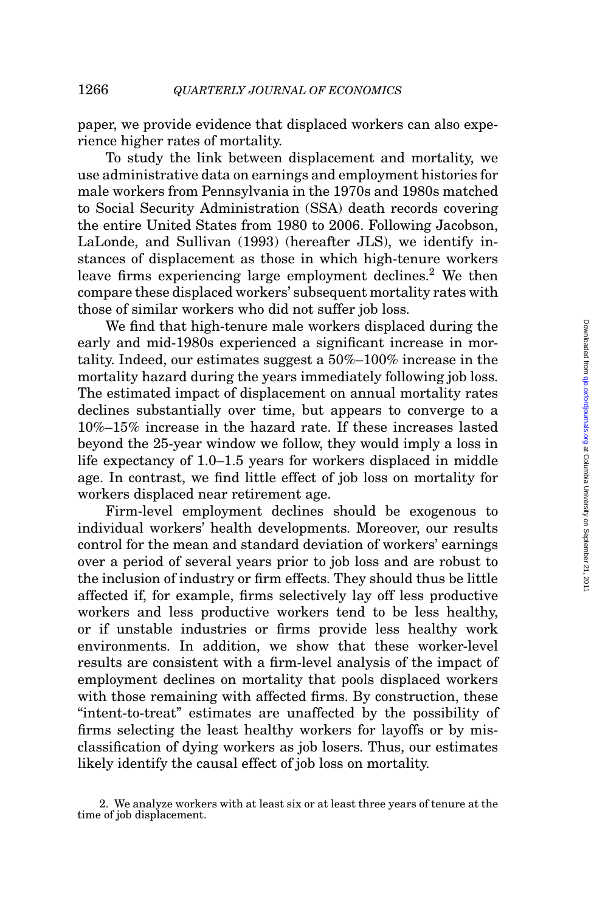paper, we provide evidence that displaced workers can also experience higher rates of mortality.

To study the link between displacement and mortality, we use administrative data on earnings and employment histories for male workers from Pennsylvania in the 1970s and 1980s matched to Social Security Administration (SSA) death records covering the entire United States from 1980 to 2006. Following Jacobson, LaLonde, and Sullivan (1993) (hereafter JLS), we identify instances of displacement as those in which high-tenure workers leave firms experiencing large employment declines.[2] We then compare these displaced workers' subsequent mortality rates with those of similar workers who did not suffer job loss.

We find that high-tenure male workers displaced during the early and mid-1980s experienced a significant increase in mortality. Indeed, our estimates suggest a 50%–100% increase in the mortality hazard during the years immediately following job loss. The estimated impact of displacement on annual mortality rates declines substantially over time, but appears to converge to a 10%–15% increase in the hazard rate. If these increases lasted beyond the 25-year window we follow, they would imply a loss in life expectancy of 1.0–1.5 years for workers displaced in middle age. In contrast, we find little effect of job loss on mortality for workers displaced near retirement age.

Firm-level employment declines should be exogenous to individual workers' health developments. Moreover, our results control for the mean and standard deviation of workers' earnings over a period of several years prior to job loss and are robust to the inclusion of industry or firm effects. They should thus be little affected if, for example, firms selectively lay off less productive workers and less productive workers tend to be less healthy, or if unstable industries or firms provide less healthy work environments. In addition, we show that these worker-level results are consistent with a firm-level analysis of the impact of employment declines on mortality that pools displaced workers with those remaining with affected firms. By construction, these "intent-to-treat" estimates are unaffected by the possibility of firms selecting the least healthy workers for layoffs or by misclassification of dying workers as job losers. Thus, our estimates likely identify the causal effect of job loss on mortality.

2. We analyze workers with at least six or at least three years of tenure at the time of job displacement.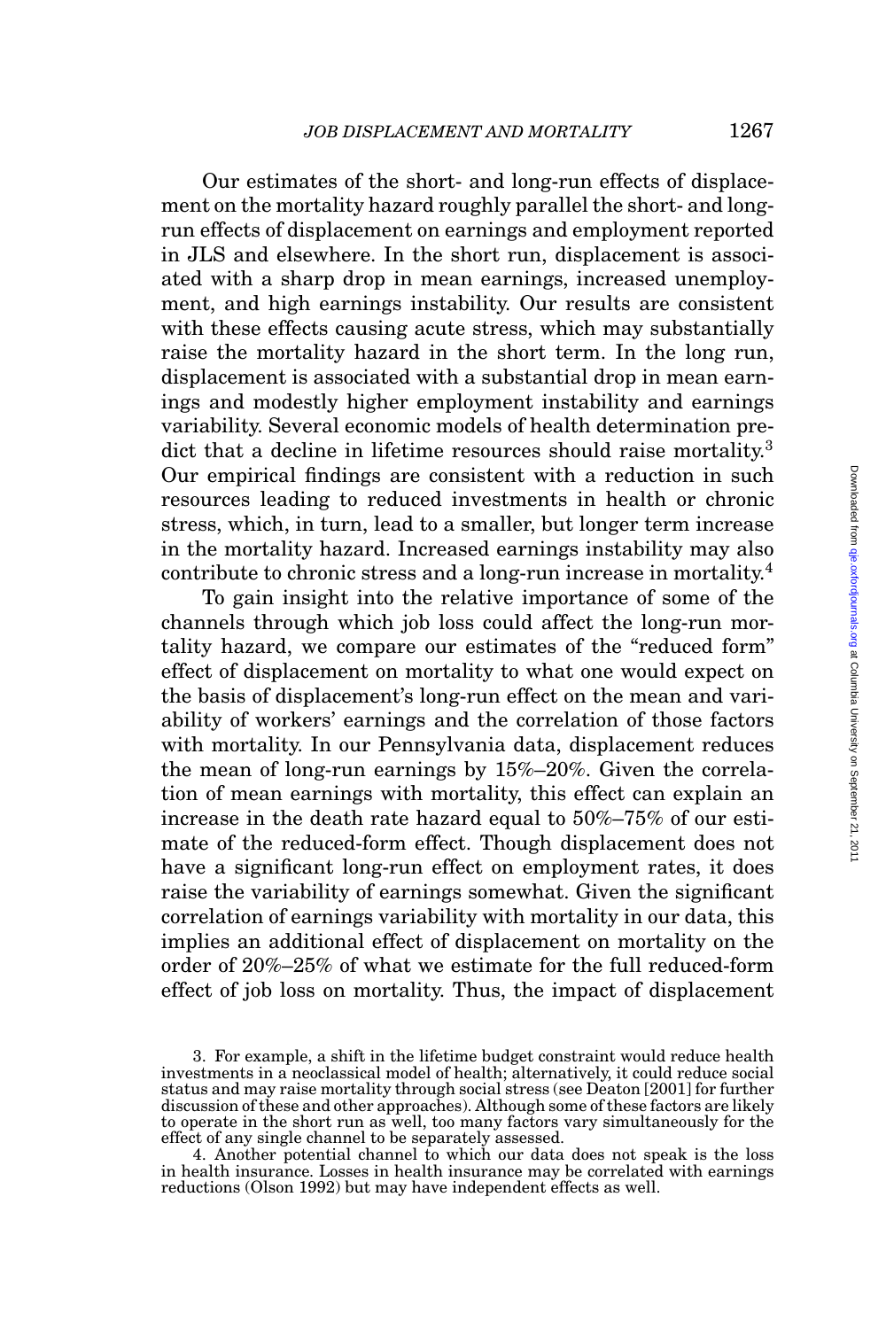Our estimates of the short- and long-run effects of displacement on the mortality hazard roughly parallel the short- and long-run effects of displacement on earnings and employment reported in JLS and elsewhere. In the short run, displacement is associated with a sharp drop in mean earnings, increased unemployment, and high earnings instability. Our results are consistent with these effects causing acute stress, which may substantially raise the mortality hazard in the short term. In the long run, displacement is associated with a substantial drop in mean earnings and modestly higher employment instability and earnings variability. Several economic models of health determination predict that a decline in lifetime resources should raise mortality.[3] Our empirical findings are consistent with a reduction in such resources leading to reduced investments in health or chronic stress, which, in turn, lead to a smaller, but longer term increase in the mortality hazard. Increased earnings instability may also contribute to chronic stress and a long-run increase in mortality.[4]

To gain insight into the relative importance of some of the channels through which job loss could affect the long-run mortality hazard, we compare our estimates of the "reduced form" effect of displacement on mortality to what one would expect on the basis of displacement's long-run effect on the mean and variability of workers' earnings and the correlation of those factors with mortality. In our Pennsylvania data, displacement reduces the mean of long-run earnings by 15%–20%. Given the correlation of mean earnings with mortality, this effect can explain an increase in the death rate hazard equal to 50%–75% of our estimate of the reduced-form effect. Though displacement does not have a significant long-run effect on employment rates, it does raise the variability of earnings somewhat. Given the significant correlation of earnings variability with mortality in our data, this implies an additional effect of displacement on mortality on the order of 20%–25% of what we estimate for the full reduced-form effect of job loss on mortality. Thus, the impact of displacement

3. For example, a shift in the lifetime budget constraint would reduce health investments in a neoclassical model of health; alternatively, it could reduce social status and may raise mortality through social stress (see Deaton [2001] for further discussion of these and other approaches). Although some of these factors are likely to operate in the short run as well, too many factors vary simultaneously for the effect of any single channel to be separately assessed.

4. Another potential channel to which our data does not speak is the loss in health insurance. Losses in health insurance may be correlated with earnings reductions (Olson 1992) but may have independent effects as well.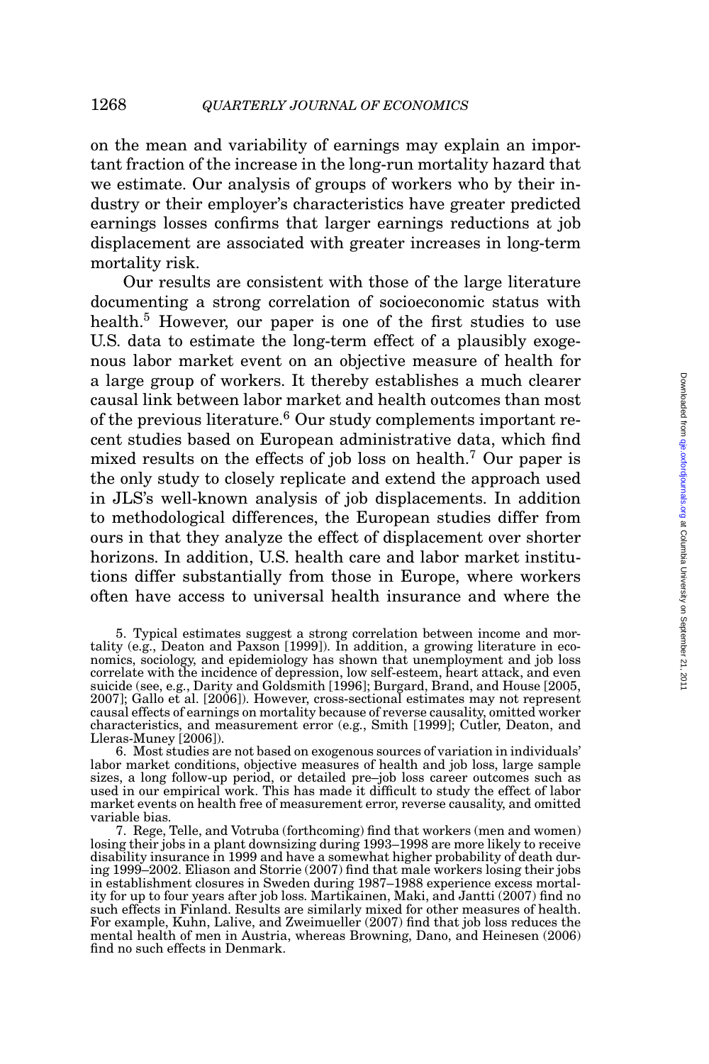on the mean and variability of earnings may explain an important fraction of the increase in the long-run mortality hazard that we estimate. Our analysis of groups of workers who by their industry or their employer's characteristics have greater predicted earnings losses confirms that larger earnings reductions at job displacement are associated with greater increases in long-term mortality risk.

Our results are consistent with those of the large literature documenting a strong correlation of socioeconomic status with health.[5] However, our paper is one of the first studies to use U.S. data to estimate the long-term effect of a plausibly exogenous labor market event on an objective measure of health for a large group of workers. It thereby establishes a much clearer causal link between labor market and health outcomes than most of the previous literature.[6] Our study complements important recent studies based on European administrative data, which find mixed results on the effects of job loss on health.[7] Our paper is the only study to closely replicate and extend the approach used in JLS's well-known analysis of job displacements. In addition to methodological differences, the European studies differ from ours in that they analyze the effect of displacement over shorter horizons. In addition, U.S. health care and labor market institutions differ substantially from those in Europe, where workers often have access to universal health insurance and where the

5. Typical estimates suggest a strong correlation between income and mortality (e.g., Deaton and Paxson [1999]). In addition, a growing literature in economics, sociology, and epidemiology has shown that unemployment and job loss correlate with the incidence of depression, low self-esteem, heart attack, and even suicide (see, e.g., Darity and Goldsmith [1996]; Burgard, Brand, and House [2005, 2007]; Gallo et al. [2006]). However, cross-sectional estimates may not represent causal effects of earnings on mortality because of reverse causality, omitted worker characteristics, and measurement error (e.g., Smith [1999]; Cutler, Deaton, and Lleras-Muney [2006]).

6. Most studies are not based on exogenous sources of variation in individuals' labor market conditions, objective measures of health and job loss, large sample sizes, a long follow-up period, or detailed pre–job loss career outcomes such as used in our empirical work. This has made it difficult to study the effect of labor market events on health free of measurement error, reverse causality, and omitted variable bias.

7. Rege, Telle, and Votruba (forthcoming) find that workers (men and women) losing their jobs in a plant downsizing during 1993–1998 are more likely to receive disability insurance in 1999 and have a somewhat higher probability of death during 1999–2002. Eliason and Storrie (2007) find that male workers losing their jobs in establishment closures in Sweden during 1987–1988 experience excess mortality for up to four years after job loss. Martikainen, Maki, and Jantti (2007) find no such effects in Finland. Results are similarly mixed for other measures of health. For example, Kuhn, Lalive, and Zweimueller (2007) find that job loss reduces the mental health of men in Austria, whereas Browning, Dano, and Heinesen (2006) find no such effects in Denmark.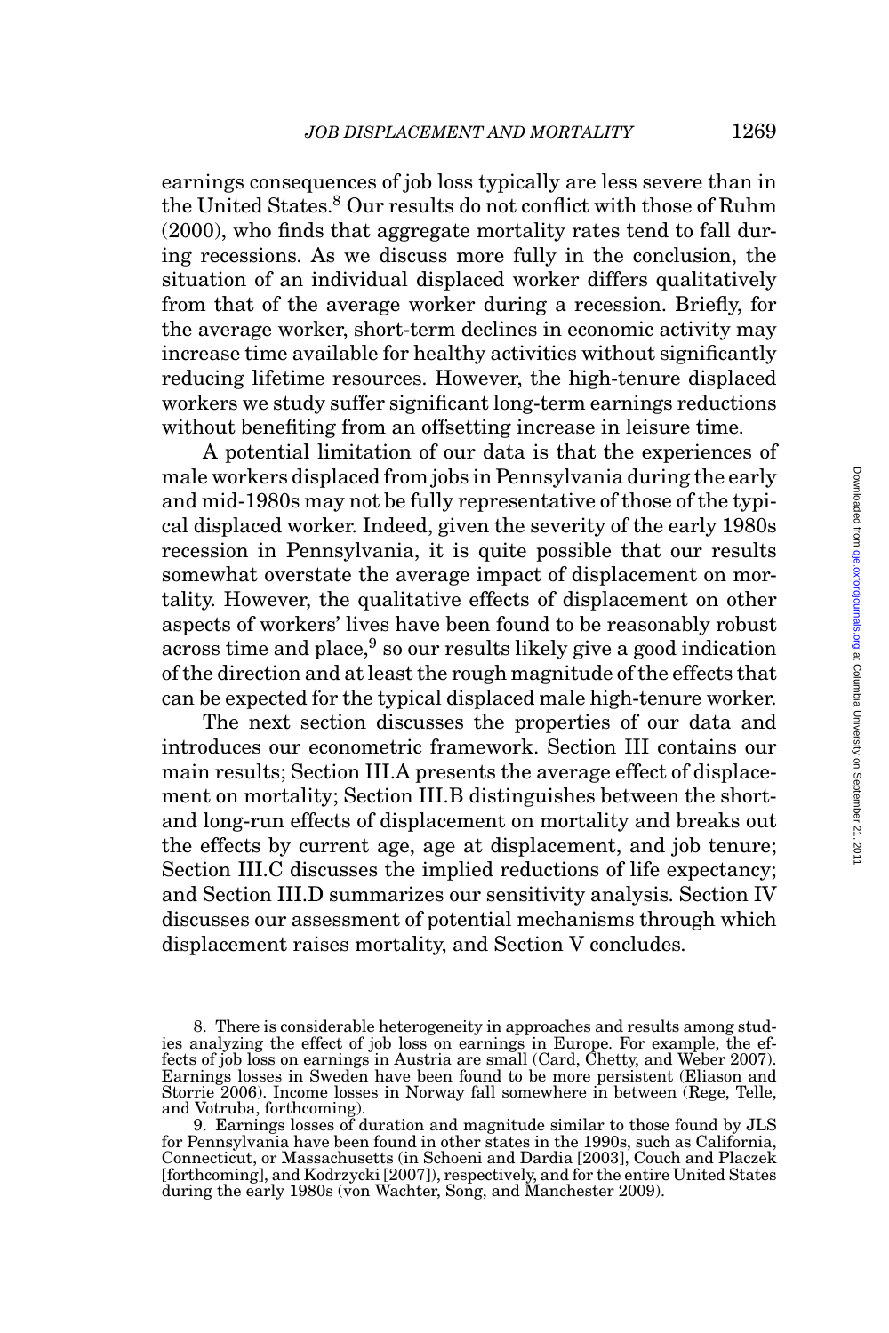earnings consequences of job loss typically are less severe than in the United States.[8] Our results do not conflict with those of Ruhm (2000), who finds that aggregate mortality rates tend to fall during recessions. As we discuss more fully in the conclusion, the situation of an individual displaced worker differs qualitatively from that of the average worker during a recession. Briefly, for the average worker, short-term declines in economic activity may increase time available for healthy activities without significantly reducing lifetime resources. However, the high-tenure displaced workers we study suffer significant long-term earnings reductions without benefiting from an offsetting increase in leisure time.

A potential limitation of our data is that the experiences of male workers displaced from jobs in Pennsylvania during the early and mid-1980s may not be fully representative of those of the typical displaced worker. Indeed, given the severity of the early 1980s recession in Pennsylvania, it is quite possible that our results somewhat overstate the average impact of displacement on mortality. However, the qualitative effects of displacement on other aspects of workers' lives have been found to be reasonably robust across time and place,[9] so our results likely give a good indication of the direction and at least the rough magnitude of the effects that can be expected for the typical displaced male high-tenure worker.

The next section discusses the properties of our data and introduces our econometric framework. Section III contains our main results; Section III.A presents the average effect of displacement on mortality; Section III.B distinguishes between the short- and long-run effects of displacement on mortality and breaks out the effects by current age, age at displacement, and job tenure; Section III.C discusses the implied reductions of life expectancy; and Section III.D summarizes our sensitivity analysis. Section IV discusses our assessment of potential mechanisms through which displacement raises mortality, and Section V concludes.

8. There is considerable heterogeneity in approaches and results among studies analyzing the effect of job loss on earnings in Europe. For example, the effects of job loss on earnings in Austria are small (Card, Chetty, and Weber 2007). Earnings losses in Sweden have been found to be more persistent (Eliason and Storrie 2006). Income losses in Norway fall somewhere in between (Rege, Telle, and Votruba, forthcoming).

9. Earnings losses of duration and magnitude similar to those found by JLS for Pennsylvania have been found in other states in the 1990s, such as California, Connecticut, or Massachusetts (in Schoeni and Dardia [2003], Couch and Placzek [forthcoming], and Kodrzycki [2007]), respectively, and for the entire United States during the early 1980s (von Wachter, Song, and Manchester 2009).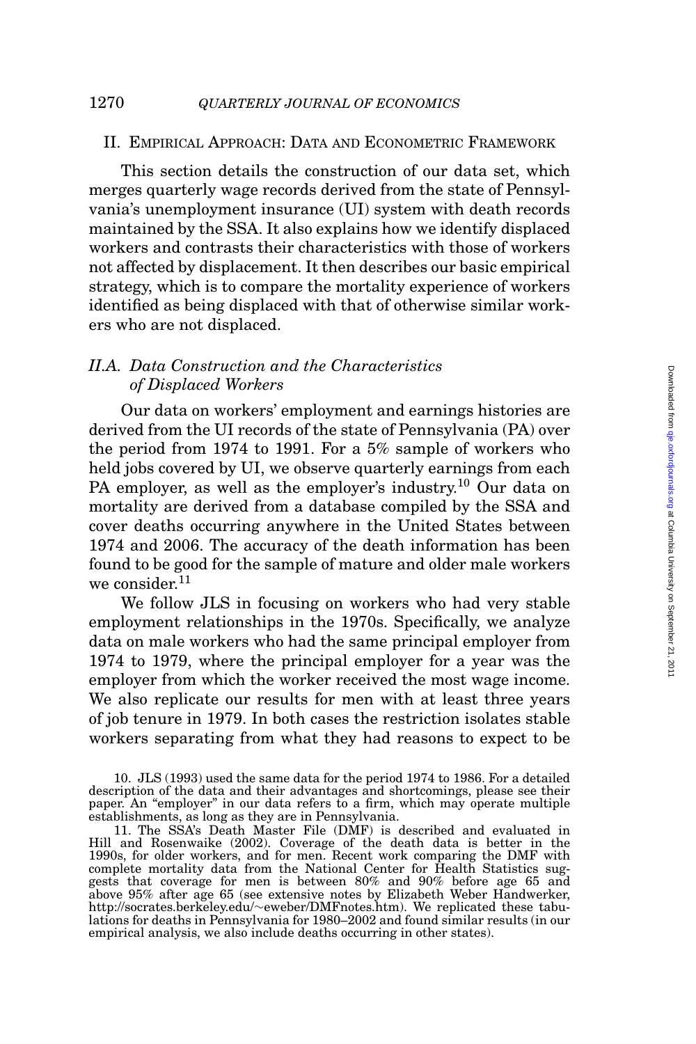## II. Empirical Approach: Data and Econometric Framework

This section details the construction of our data set, which merges quarterly wage records derived from the state of Pennsylvania's unemployment insurance (UI) system with death records maintained by the SSA. It also explains how we identify displaced workers and contrasts their characteristics with those of workers not affected by displacement. It then describes our basic empirical strategy, which is to compare the mortality experience of workers identified as being displaced with that of otherwise similar workers who are not displaced.

### *II.A. Data Construction and the Characteristics of Displaced Workers*

Our data on workers' employment and earnings histories are derived from the UI records of the state of Pennsylvania (PA) over the period from 1974 to 1991. For a 5% sample of workers who held jobs covered by UI, we observe quarterly earnings from each PA employer, as well as the employer's industry.[10] Our data on mortality are derived from a database compiled by the SSA and cover deaths occurring anywhere in the United States between 1974 and 2006. The accuracy of the death information has been found to be good for the sample of mature and older male workers we consider.[11]

We follow JLS in focusing on workers who had very stable employment relationships in the 1970s. Specifically, we analyze data on male workers who had the same principal employer from 1974 to 1979, where the principal employer for a year was the employer from which the worker received the most wage income. We also replicate our results for men with at least three years of job tenure in 1979. In both cases the restriction isolates stable workers separating from what they had reasons to expect to be

10. JLS (1993) used the same data for the period 1974 to 1986. For a detailed description of the data and their advantages and shortcomings, please see their paper. An "employer" in our data refers to a firm, which may operate multiple establishments, as long as they are in Pennsylvania.

11. The SSA's Death Master File (DMF) is described and evaluated in Hill and Rosenwaike (2002). Coverage of the death data is better in the 1990s, for older workers, and for men. Recent work comparing the DMF with complete mortality data from the National Center for Health Statistics suggests that coverage for men is between 80% and 90% before age 65 and above 95% after age 65 (see extensive notes by Elizabeth Weber Handwerker, http://socrates.berkeley.edu/~eweber/DMFnotes.htm). We replicated these tabulations for deaths in Pennsylvania for 1980–2002 and found similar results (in our empirical analysis, we also include deaths occurring in other states).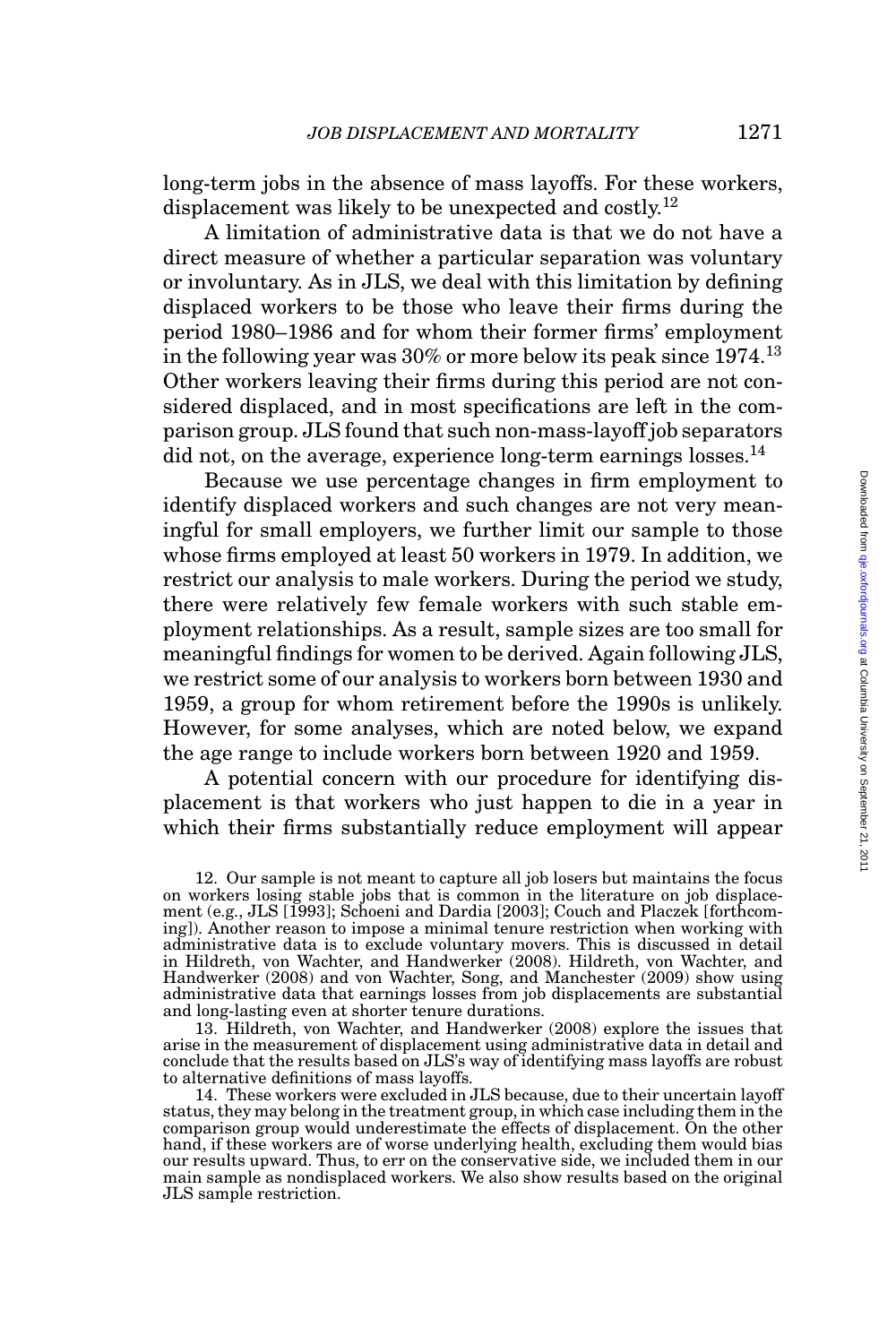long-term jobs in the absence of mass layoffs. For these workers, displacement was likely to be unexpected and costly.[12]

A limitation of administrative data is that we do not have a direct measure of whether a particular separation was voluntary or involuntary. As in JLS, we deal with this limitation by defining displaced workers to be those who leave their firms during the period 1980–1986 and for whom their former firms' employment in the following year was 30% or more below its peak since 1974.[13] Other workers leaving their firms during this period are not considered displaced, and in most specifications are left in the comparison group. JLS found that such non-mass-layoff job separators did not, on the average, experience long-term earnings losses.[14]

Because we use percentage changes in firm employment to identify displaced workers and such changes are not very meaningful for small employers, we further limit our sample to those whose firms employed at least 50 workers in 1979. In addition, we restrict our analysis to male workers. During the period we study, there were relatively few female workers with such stable employment relationships. As a result, sample sizes are too small for meaningful findings for women to be derived. Again following JLS, we restrict some of our analysis to workers born between 1930 and 1959, a group for whom retirement before the 1990s is unlikely. However, for some analyses, which are noted below, we expand the age range to include workers born between 1920 and 1959.

A potential concern with our procedure for identifying displacement is that workers who just happen to die in a year in which their firms substantially reduce employment will appear

12. Our sample is not meant to capture all job losers but maintains the focus on workers losing stable jobs that is common in the literature on job displacement (e.g., JLS [1993]; Schoeni and Dardia [2003]; Couch and Placzek [forthcoming]). Another reason to impose a minimal tenure restriction when working with administrative data is to exclude voluntary movers. This is discussed in detail in Hildreth, von Wachter, and Handwerker (2008). Hildreth, von Wachter, and Handwerker (2008) and von Wachter, Song, and Manchester (2009) show using administrative data that earnings losses from job displacements are substantial and long-lasting even at shorter tenure durations.

13. Hildreth, von Wachter, and Handwerker (2008) explore the issues that arise in the measurement of displacement using administrative data in detail and conclude that the results based on JLS's way of identifying mass layoffs are robust to alternative definitions of mass layoffs.

14. These workers were excluded in JLS because, due to their uncertain layoff status, they may belong in the treatment group, in which case including them in the comparison group would underestimate the effects of displacement. On the other hand, if these workers are of worse underlying health, excluding them would bias our results upward. Thus, to err on the conservative side, we included them in our main sample as nondisplaced workers. We also show results based on the original JLS sample restriction.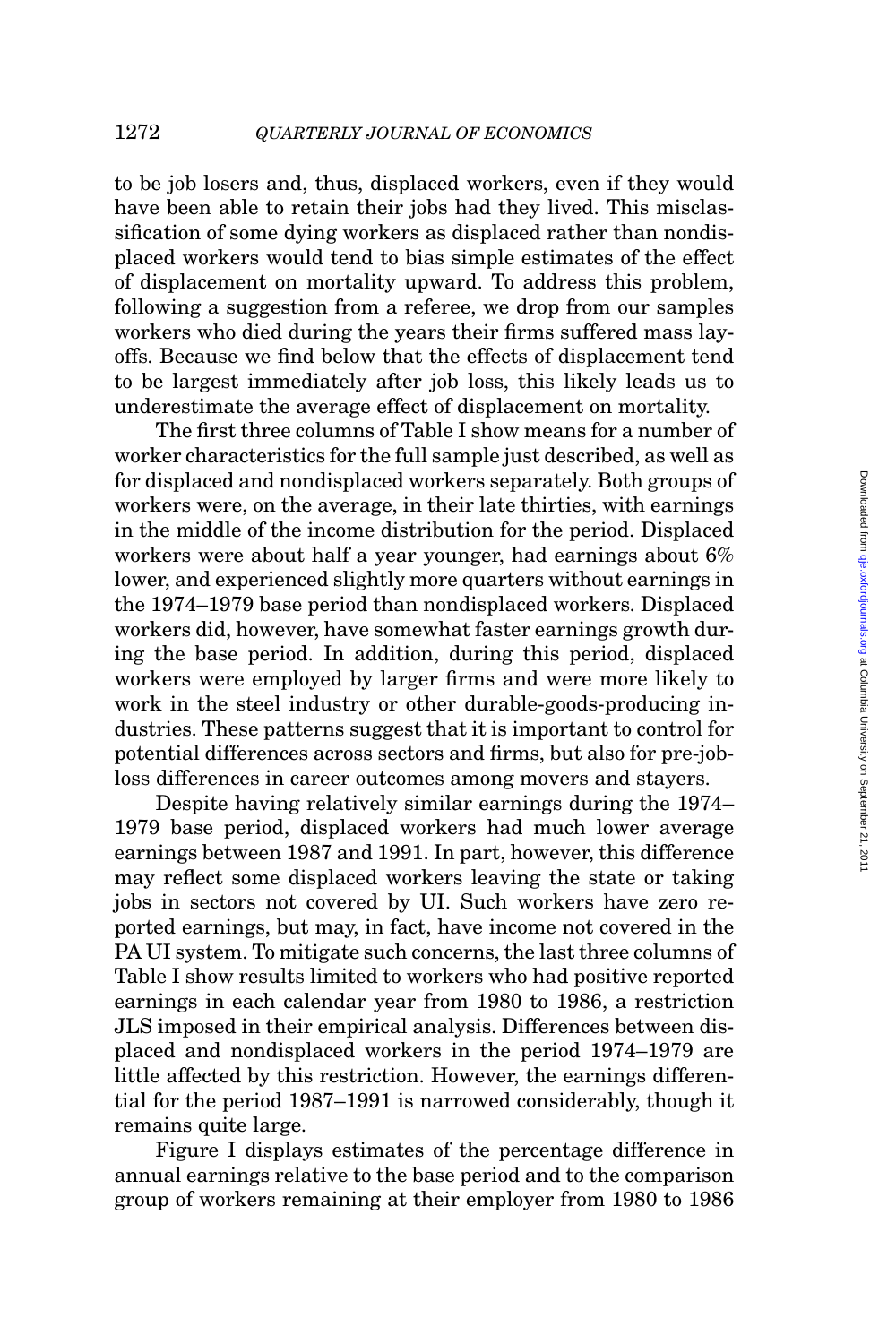to be job losers and, thus, displaced workers, even if they would have been able to retain their jobs had they lived. This misclassification of some dying workers as displaced rather than nondisplaced workers would tend to bias simple estimates of the effect of displacement on mortality upward. To address this problem, following a suggestion from a referee, we drop from our samples workers who died during the years their firms suffered mass layoffs. Because we find below that the effects of displacement tend to be largest immediately after job loss, this likely leads us to underestimate the average effect of displacement on mortality.

The first three columns of Table I show means for a number of worker characteristics for the full sample just described, as well as for displaced and nondisplaced workers separately. Both groups of workers were, on the average, in their late thirties, with earnings in the middle of the income distribution for the period. Displaced workers were about half a year younger, had earnings about 6% lower, and experienced slightly more quarters without earnings in the 1974–1979 base period than nondisplaced workers. Displaced workers did, however, have somewhat faster earnings growth during the base period. In addition, during this period, displaced workers were employed by larger firms and were more likely to work in the steel industry or other durable-goods-producing industries. These patterns suggest that it is important to control for potential differences across sectors and firms, but also for pre-job-loss differences in career outcomes among movers and stayers.

Despite having relatively similar earnings during the 1974–1979 base period, displaced workers had much lower average earnings between 1987 and 1991. In part, however, this difference may reflect some displaced workers leaving the state or taking jobs in sectors not covered by UI. Such workers have zero reported earnings, but may, in fact, have income not covered in the PA UI system. To mitigate such concerns, the last three columns of Table I show results limited to workers who had positive reported earnings in each calendar year from 1980 to 1986, a restriction JLS imposed in their empirical analysis. Differences between displaced and nondisplaced workers in the period 1974–1979 are little affected by this restriction. However, the earnings differential for the period 1987–1991 is narrowed considerably, though it remains quite large.

Figure I displays estimates of the percentage difference in annual earnings relative to the base period and to the comparison group of workers remaining at their employer from 1980 to 1986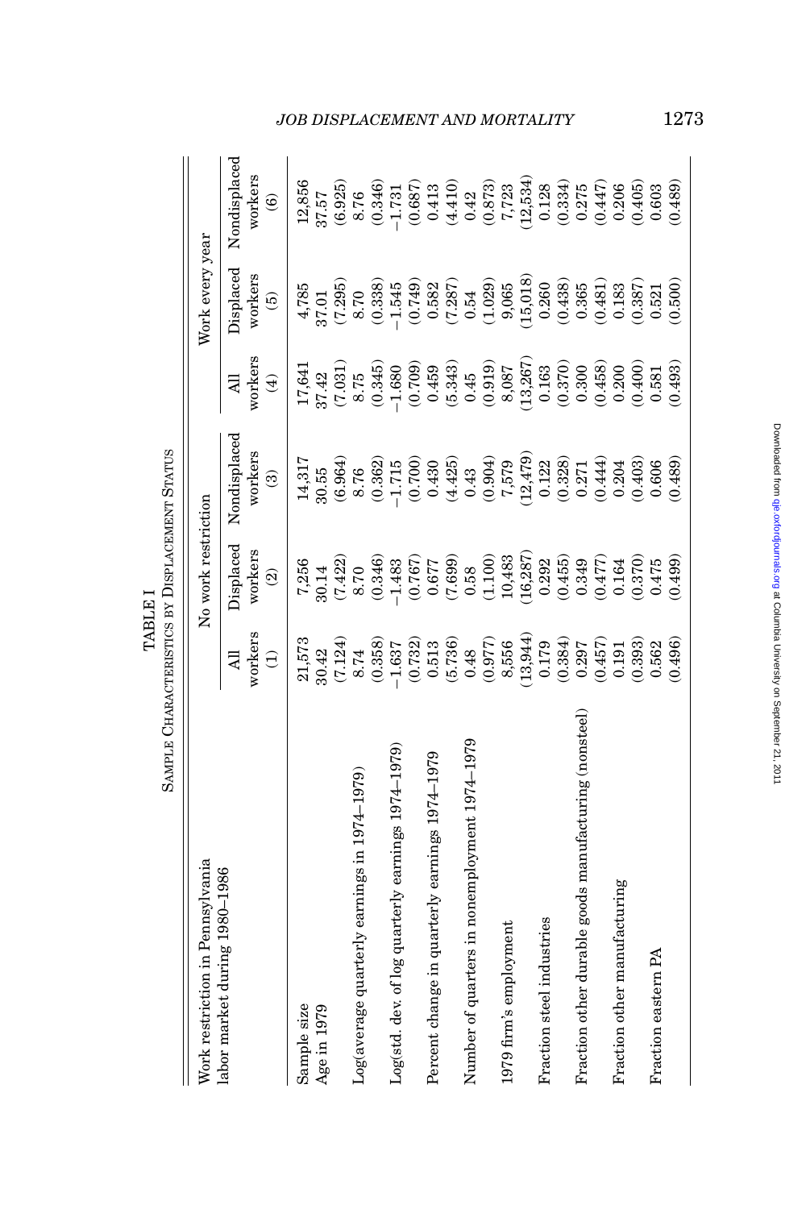TABLE I

Sample Characteristics by Displacement Status

| Work restriction in Pennsylvania labor market during 1980–1986 | No work restriction | | | Work every year | | |
|---|---|---|---|---|---|---|
| | All workers (1) | Displaced workers (2) | Nondisplaced workers (3) | All workers (4) | Displaced workers (5) | Nondisplaced workers (6) |
| Sample size | 21,573 | 7,256 | 14,317 | 17,641 | 4,785 | 12,856 |
| Age in 1979 | 30.42 | 30.14 | 30.55 | 37.42 | 37.01 | 37.57 |
| | (7.124) | (7.422) | (6.964) | (7.031) | (7.295) | (6.925) |
| Log(average quarterly earnings in 1974–1979) | 8.74 | 8.70 | 8.76 | 8.75 | 8.70 | 8.76 |
| | (0.358) | (0.346) | (0.362) | (0.345) | (0.338) | (0.346) |
| Log(std. dev. of log quarterly earnings 1974–1979) | −1.637 | −1.483 | −1.715 | −1.680 | −1.545 | −1.731 |
| | (0.732) | (0.767) | (0.700) | (0.709) | (0.749) | (0.687) |
| Percent change in quarterly earnings 1974–1979 | 0.513 | 0.677 | 0.430 | 0.459 | 0.582 | 0.413 |
| | (5.736) | (7.699) | (4.425) | (5.343) | (7.287) | (4.410) |
| Number of quarters in nonemployment 1974–1979 | 0.48 | 0.58 | 0.43 | 0.45 | 0.54 | 0.42 |
| | (0.977) | (1.100) | (0.904) | (0.919) | (1.029) | (0.873) |
| 1979 firm's employment | 8,556 | 10,483 | 7,579 | 8,087 | 9,065 | 7,723 |
| | (13,944) | (16,287) | (12,479) | (13,267) | (15,018) | (12,534) |
| Fraction steel industries | 0.179 | 0.292 | 0.122 | 0.163 | 0.260 | 0.128 |
| | (0.384) | (0.455) | (0.328) | (0.370) | (0.438) | (0.334) |
| Fraction other durable goods manufacturing (nonsteel) | 0.297 | 0.349 | 0.271 | 0.300 | 0.365 | 0.275 |
| | (0.457) | (0.477) | (0.444) | (0.458) | (0.481) | (0.447) |
| Fraction other manufacturing | 0.191 | 0.164 | 0.204 | 0.200 | 0.183 | 0.206 |
| | (0.393) | (0.370) | (0.403) | (0.400) | (0.387) | (0.405) |
| Fraction eastern PA | 0.562 | 0.475 | 0.606 | 0.581 | 0.521 | 0.603 |
| | (0.496) | (0.499) | (0.489) | (0.493) | (0.500) | (0.489) |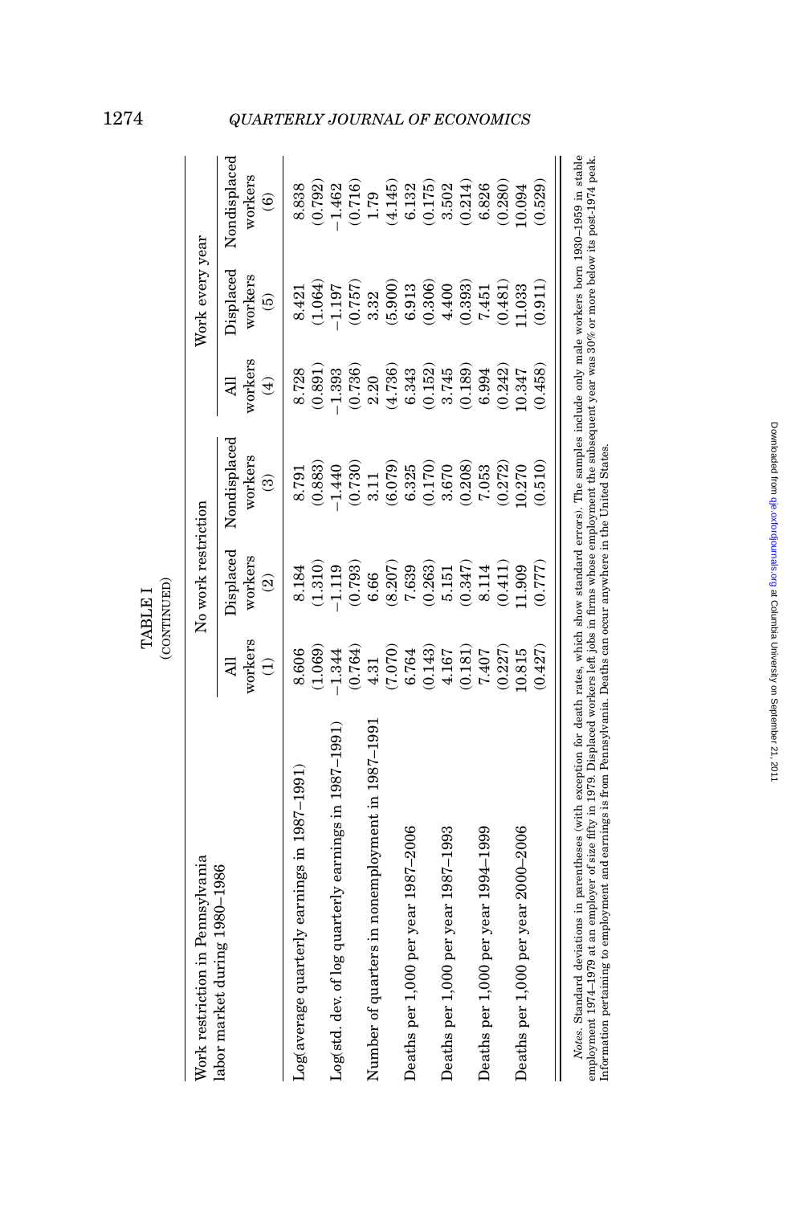TABLE I
(CONTINUED)

| Work restriction in Pennsylvania labor market during 1980–1986 | No work restriction | | | Work every year | | |
|---|---|---|---|---|---|---|
| | All workers (1) | Displaced workers (2) | Nondisplaced workers (3) | All workers (4) | Displaced workers (5) | Nondisplaced workers (6) |
| Log(average quarterly earnings in 1987–1991) | 8.606 | 8.184 | 8.791 | 8.728 | 8.421 | 8.838 |
| | (1.069) | (1.310) | (0.883) | (0.891) | (1.064) | (0.792) |
| Log(std. dev. of log quarterly earnings in 1987–1991) | −1.344 | −1.119 | −1.440 | −1.393 | −1.197 | −1.462 |
| | (0.764) | (0.793) | (0.730) | (0.736) | (0.757) | (0.716) |
| Number of quarters in nonemployment in 1987–1991 | 4.31 | 6.66 | 3.11 | 2.20 | 3.32 | 1.79 |
| | (7.070) | (8.207) | (6.079) | (4.736) | (5.900) | (4.145) |
| Deaths per 1,000 per year 1987–2006 | 6.764 | 7.639 | 6.325 | 6.343 | 6.913 | 6.132 |
| | (0.143) | (0.263) | (0.170) | (0.152) | (0.306) | (0.175) |
| Deaths per 1,000 per year 1987–1993 | 4.167 | 5.151 | 3.670 | 3.745 | 4.400 | 3.502 |
| | (0.181) | (0.347) | (0.208) | (0.189) | (0.393) | (0.214) |
| Deaths per 1,000 per year 1994–1999 | 7.407 | 8.114 | 7.053 | 6.994 | 7.451 | 6.826 |
| | (0.227) | (0.411) | (0.272) | (0.242) | (0.481) | (0.280) |
| Deaths per 1,000 per year 2000–2006 | 10.815 | 11.909 | 10.270 | 10.347 | 11.033 | 10.094 |
| | (0.427) | (0.777) | (0.510) | (0.458) | (0.911) | (0.529) |

*Notes.* Standard deviations in parentheses (with exception for death rates, which show standard errors). The samples include only male workers born 1930–1959 in stable employment 1974–1979 at an employer of size fifty in 1979. Displaced workers left jobs in firms whose employment the subsequent year was 30% or more below its post-1974 peak. Information pertaining to employment and earnings is from Pennsylvania. Deaths can occur anywhere in the United States.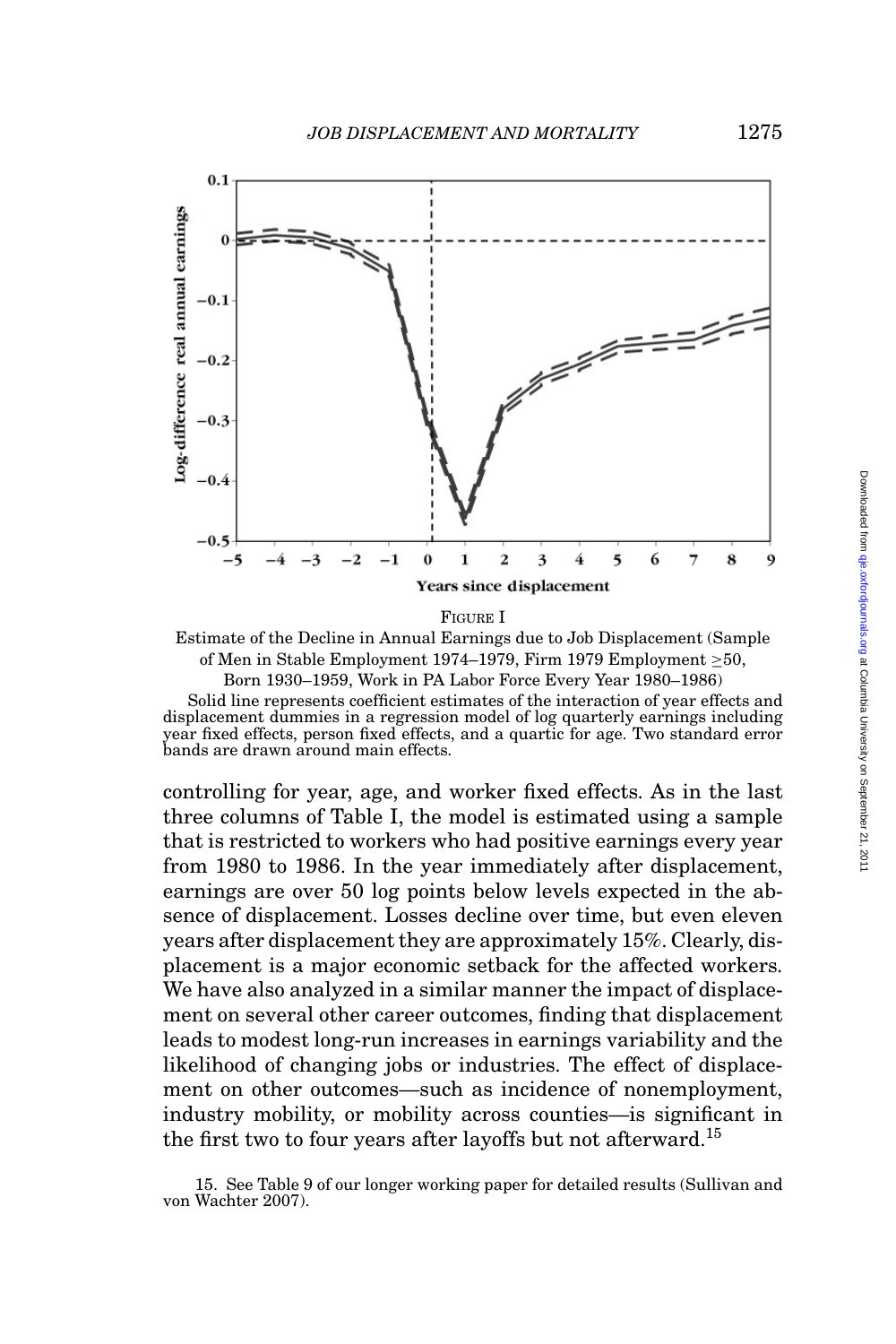FIGURE I

Estimate of the Decline in Annual Earnings due to Job Displacement (Sample of Men in Stable Employment 1974–1979, Firm 1979 Employment ≥50, Born 1930–1959, Work in PA Labor Force Every Year 1980–1986)

Solid line represents coefficient estimates of the interaction of year effects and displacement dummies in a regression model of log quarterly earnings including year fixed effects, person fixed effects, and a quartic for age. Two standard error bands are drawn around main effects.

controlling for year, age, and worker fixed effects. As in the last three columns of Table I, the model is estimated using a sample that is restricted to workers who had positive earnings every year from 1980 to 1986. In the year immediately after displacement, earnings are over 50 log points below levels expected in the absence of displacement. Losses decline over time, but even eleven years after displacement they are approximately 15%. Clearly, displacement is a major economic setback for the affected workers. We have also analyzed in a similar manner the impact of displacement on several other career outcomes, finding that displacement leads to modest long-run increases in earnings variability and the likelihood of changing jobs or industries. The effect of displacement on other outcomes—such as incidence of nonemployment, industry mobility, or mobility across counties—is significant in the first two to four years after layoffs but not afterward.[15]

15. See Table 9 of our longer working paper for detailed results (Sullivan and von Wachter 2007).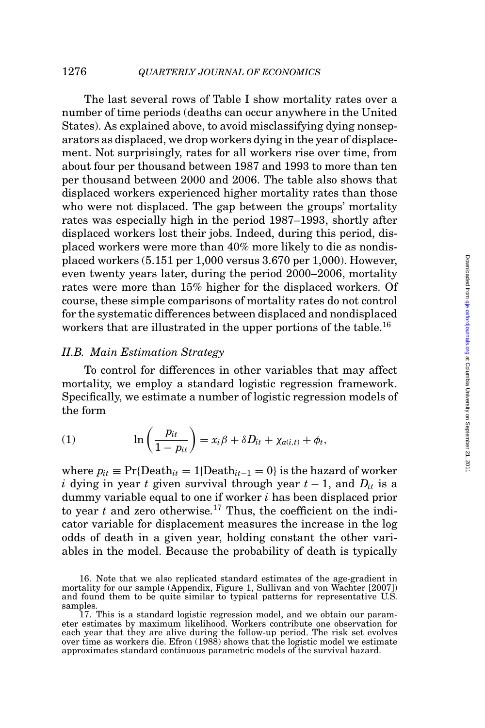The last several rows of Table I show mortality rates over a number of time periods (deaths can occur anywhere in the United States). As explained above, to avoid misclassifying dying nonseparators as displaced, we drop workers dying in the year of displacement. Not surprisingly, rates for all workers rise over time, from about four per thousand between 1987 and 1993 to more than ten per thousand between 2000 and 2006. The table also shows that displaced workers experienced higher mortality rates than those who were not displaced. The gap between the groups' mortality rates was especially high in the period 1987–1993, shortly after displaced workers lost their jobs. Indeed, during this period, displaced workers were more than 40% more likely to die as nondisplaced workers (5.151 per 1,000 versus 3.670 per 1,000). However, even twenty years later, during the period 2000–2006, mortality rates were more than 15% higher for the displaced workers. Of course, these simple comparisons of mortality rates do not control for the systematic differences between displaced and nondisplaced workers that are illustrated in the upper portions of the table.[16]

### II.B. Main Estimation Strategy

To control for differences in other variables that may affect mortality, we employ a standard logistic regression framework. Specifically, we estimate a number of logistic regression models of the form

$$\ln\left(\frac{p_{it}}{1-p_{it}}\right) = x_i\beta + \delta D_{it} + \chi_{a(i,t)} + \phi_t, \tag{1}$$

where $p_{it} \equiv \Pr\{\text{Death}_{it} = 1 | \text{Death}_{it-1} = 0\}$ is the hazard of worker $i$ dying in year $t$ given survival through year $t-1$, and $D_{it}$ is a dummy variable equal to one if worker $i$ has been displaced prior to year $t$ and zero otherwise.[17] Thus, the coefficient on the indicator variable for displacement measures the increase in the log odds of death in a given year, holding constant the other variables in the model. Because the probability of death is typically

16. Note that we also replicated standard estimates of the age-gradient in mortality for our sample (Appendix, Figure 1, Sullivan and von Wachter [2007]) and found them to be quite similar to typical patterns for representative U.S. samples.

17. This is a standard logistic regression model, and we obtain our parameter estimates by maximum likelihood. Workers contribute one observation for each year that they are alive during the follow-up period. The risk set evolves over time as workers die. Efron (1988) shows that the logistic model we estimate approximates standard continuous parametric models of the survival hazard.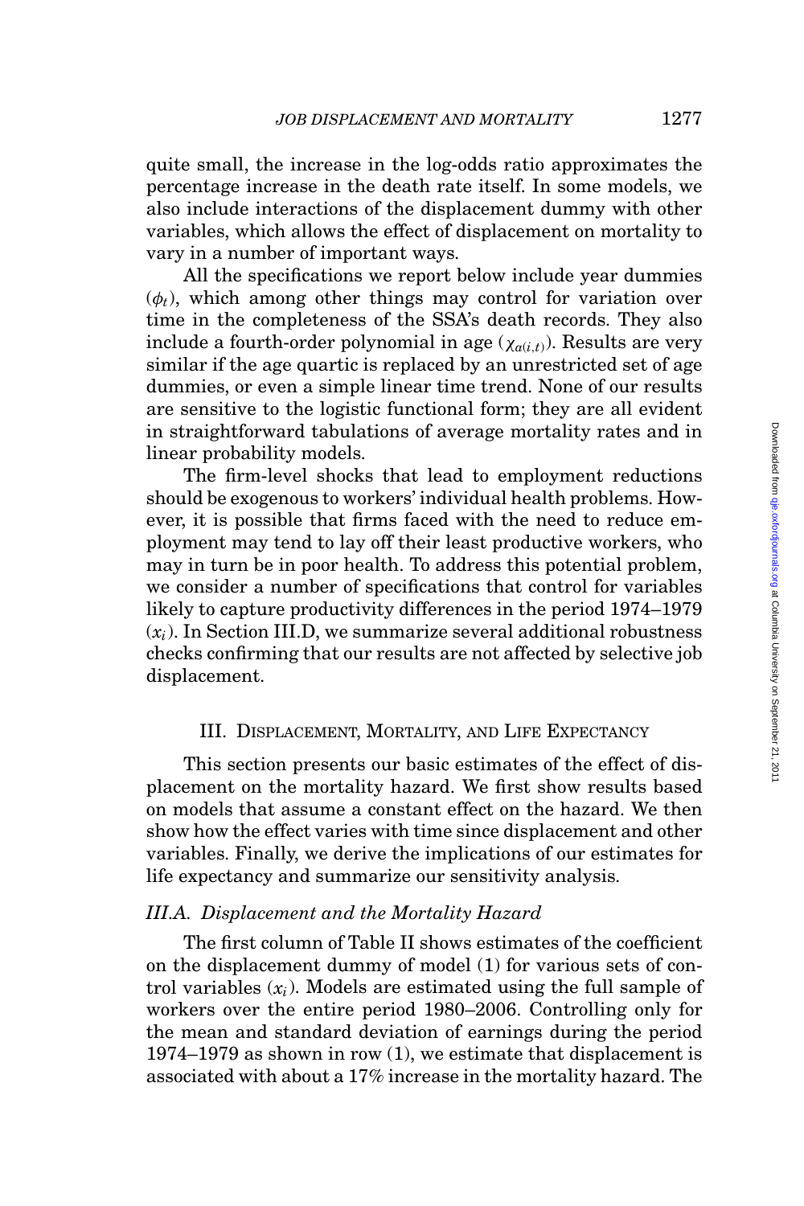quite small, the increase in the log-odds ratio approximates the percentage increase in the death rate itself. In some models, we also include interactions of the displacement dummy with other variables, which allows the effect of displacement on mortality to vary in a number of important ways.

All the specifications we report below include year dummies ($\phi_t$), which among other things may control for variation over time in the completeness of the SSA's death records. They also include a fourth-order polynomial in age ($\chi_{a(i,t)}$). Results are very similar if the age quartic is replaced by an unrestricted set of age dummies, or even a simple linear time trend. None of our results are sensitive to the logistic functional form; they are all evident in straightforward tabulations of average mortality rates and in linear probability models.

The firm-level shocks that lead to employment reductions should be exogenous to workers' individual health problems. However, it is possible that firms faced with the need to reduce employment may tend to lay off their least productive workers, who may in turn be in poor health. To address this potential problem, we consider a number of specifications that control for variables likely to capture productivity differences in the period 1974–1979 ($x_i$). In Section III.D, we summarize several additional robustness checks confirming that our results are not affected by selective job displacement.

## III. Displacement, Mortality, and Life Expectancy

This section presents our basic estimates of the effect of displacement on the mortality hazard. We first show results based on models that assume a constant effect on the hazard. We then show how the effect varies with time since displacement and other variables. Finally, we derive the implications of our estimates for life expectancy and summarize our sensitivity analysis.

### *III.A. Displacement and the Mortality Hazard*

The first column of Table II shows estimates of the coefficient on the displacement dummy of model (1) for various sets of control variables ($x_i$). Models are estimated using the full sample of workers over the entire period 1980–2006. Controlling only for the mean and standard deviation of earnings during the period 1974–1979 as shown in row (1), we estimate that displacement is associated with about a 17% increase in the mortality hazard. The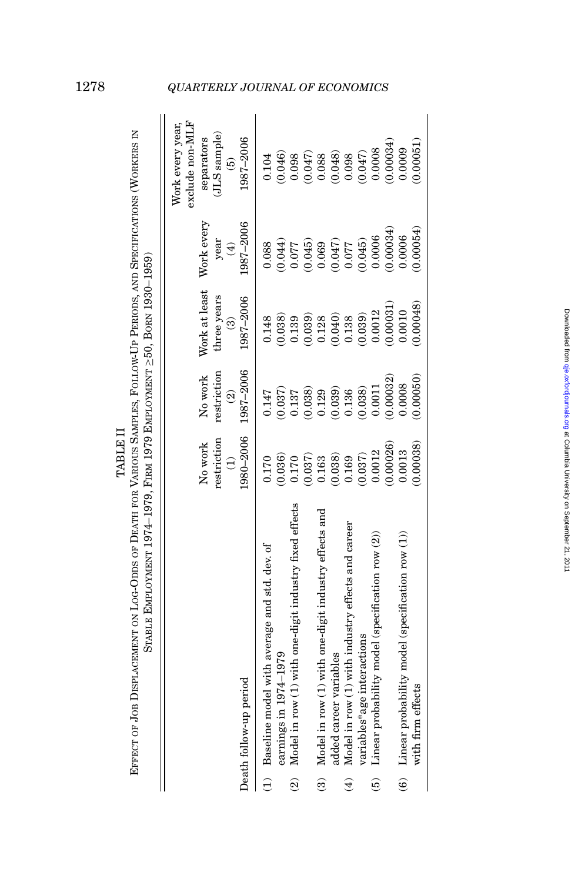TABLE II

EFFECT OF JOB DISPLACEMENT ON LOG-ODDS OF DEATH FOR VARIOUS SAMPLES, FOLLOW-UP PERIODS, AND SPECIFICATIONS (WORKERS IN STABLE EMPLOYMENT 1974–1979, FIRM 1979 EMPLOYMENT ≥50, BORN 1930–1959)

| | No work restriction (1) | No work restriction (2) | Work at least three years (3) | Work every year (4) | Work every year, exclude non-MLF separators (JLS sample) (5) |
|---|---|---|---|---|---|
| Death follow-up period | 1980–2006 | 1987–2006 | 1987–2006 | 1987–2006 | 1987–2006 |
| (1) Baseline model with average and std. dev. of earnings in 1974–1979 | 0.170 | 0.147 | 0.148 | 0.088 | 0.104 |
| | (0.036) | (0.037) | (0.038) | (0.044) | (0.046) |
| (2) Model in row (1) with one-digit industry fixed effects | 0.170 | 0.137 | 0.139 | 0.077 | 0.098 |
| | (0.037) | (0.038) | (0.039) | (0.045) | (0.047) |
| (3) Model in row (1) with one-digit industry effects and added career variables | 0.163 | 0.129 | 0.128 | 0.069 | 0.088 |
| | (0.038) | (0.039) | (0.040) | (0.047) | (0.048) |
| (4) Model in row (1) with industry effects and career variables*age interactions | 0.169 | 0.136 | 0.138 | 0.077 | 0.098 |
| | (0.037) | (0.038) | (0.039) | (0.045) | (0.047) |
| (5) Linear probability model (specification row (2)) | 0.0012 | 0.0011 | 0.0012 | 0.0006 | 0.0008 |
| | (0.00026) | (0.00032) | (0.00031) | (0.00034) | (0.00034) |
| (6) Linear probability model (specification row (1)) with firm effects | 0.0013 | 0.0008 | 0.0010 | 0.0006 | 0.0009 |
| | (0.00038) | (0.00050) | (0.00048) | (0.00054) | (0.00051) |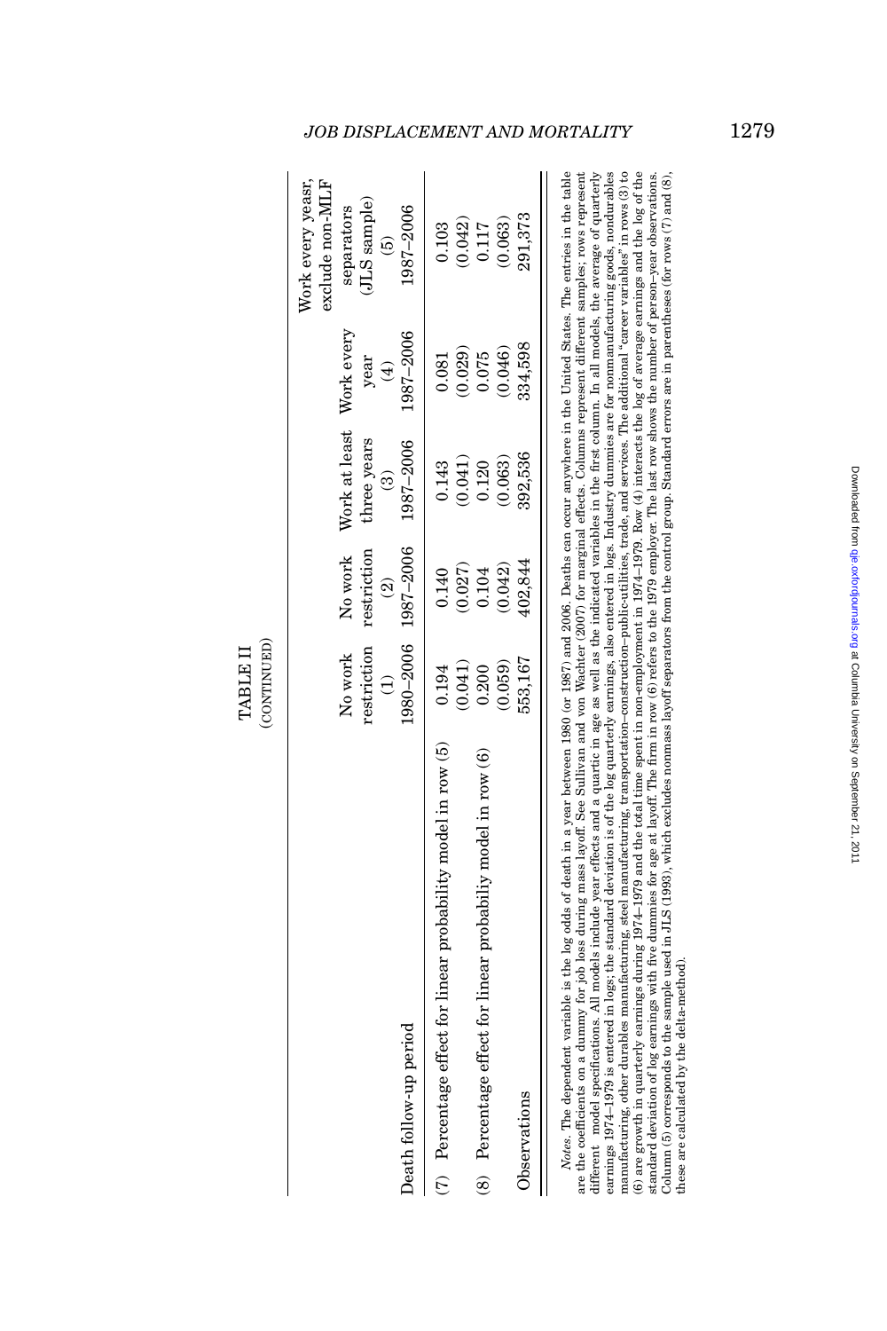TABLE II
(CONTINUED)

| Death follow-up period | No work restriction (1) 1980–2006 | No work restriction (2) 1987–2006 | Work at least three years (3) 1987–2006 | Work every year (4) 1987–2006 | Work every yeasr, exclude non-MLF separators (JLS sample) (5) 1987–2006 |
|---|---|---|---|---|---|
| (7) Percentage effect for linear probability model in row (5) | 0.194 | 0.140 | 0.143 | 0.081 | 0.103 |
| | (0.041) | (0.027) | (0.041) | (0.029) | (0.042) |
| (8) Percentage effect for linear probabiliy model in row (6) | 0.200 | 0.104 | 0.120 | 0.075 | 0.117 |
| | (0.059) | (0.042) | (0.063) | (0.046) | (0.063) |
| Observations | 553,167 | 402,844 | 392,536 | 334,598 | 291,373 |

*Notes.* The dependent variable is the log odds of death in a year between 1980 (or 1987) and 2006. Deaths can occur anywhere in the United States. The entries in the table are the coefficients on a dummy for job loss during mass layoff. See Sullivan and von Wachter (2007) for marginal effects. Columns represent different samples; rows represent different model specifications. All models include year effects and a quartic in age as well as the indicated variables in the first column. In all models, the average of quarterly earnings 1974–1979 is entered in logs; the standard deviation is of the log quarterly earnings, also entered in logs. Industry dummies are for nonmanufacturing goods, nondurables manufacturing, other durables manufacturing, steel manufacturing, transportation–construction–public-utilities, trade, and services. The additional "career variables" in rows (3) to (6) are growth in quarterly earnings during 1974–1979 and the total time spent in non-employment in 1974–1979. Row (4) interacts the log of average earnings and the log of the standard deviation of log earnings with five dummies for age at layoff. The firm in row (6) refers to the 1979 employer. The last row shows the number of person–year observations. Column (5) corresponds to the sample used in JLS (1993), which excludes nonmass layoff separators from the control group. Standard errors are in parentheses (for rows (7) and (8), these are calculated by the delta-method).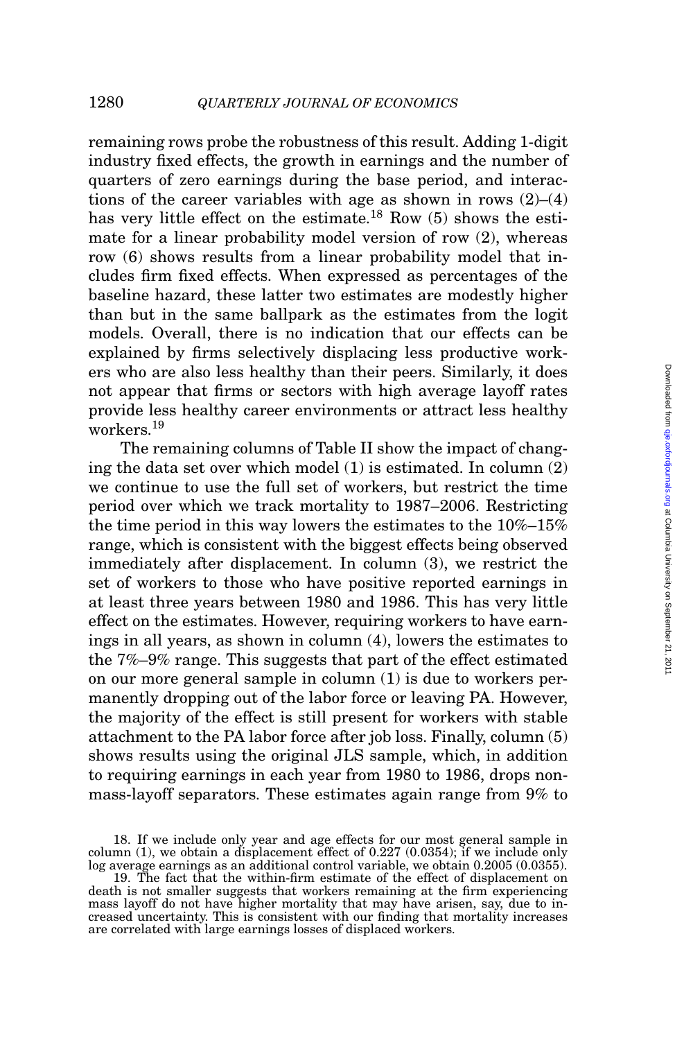remaining rows probe the robustness of this result. Adding 1-digit industry fixed effects, the growth in earnings and the number of quarters of zero earnings during the base period, and interactions of the career variables with age as shown in rows (2)–(4) has very little effect on the estimate.[18] Row (5) shows the estimate for a linear probability model version of row (2), whereas row (6) shows results from a linear probability model that includes firm fixed effects. When expressed as percentages of the baseline hazard, these latter two estimates are modestly higher than but in the same ballpark as the estimates from the logit models. Overall, there is no indication that our effects can be explained by firms selectively displacing less productive workers who are also less healthy than their peers. Similarly, it does not appear that firms or sectors with high average layoff rates provide less healthy career environments or attract less healthy workers.[19]

The remaining columns of Table II show the impact of changing the data set over which model (1) is estimated. In column (2) we continue to use the full set of workers, but restrict the time period over which we track mortality to 1987–2006. Restricting the time period in this way lowers the estimates to the 10%–15% range, which is consistent with the biggest effects being observed immediately after displacement. In column (3), we restrict the set of workers to those who have positive reported earnings in at least three years between 1980 and 1986. This has very little effect on the estimates. However, requiring workers to have earnings in all years, as shown in column (4), lowers the estimates to the 7%–9% range. This suggests that part of the effect estimated on our more general sample in column (1) is due to workers permanently dropping out of the labor force or leaving PA. However, the majority of the effect is still present for workers with stable attachment to the PA labor force after job loss. Finally, column (5) shows results using the original JLS sample, which, in addition to requiring earnings in each year from 1980 to 1986, drops non-mass-layoff separators. These estimates again range from 9% to

18. If we include only year and age effects for our most general sample in column (1), we obtain a displacement effect of 0.227 (0.0354); if we include only log average earnings as an additional control variable, we obtain 0.2005 (0.0355).

19. The fact that the within-firm estimate of the effect of displacement on death is not smaller suggests that workers remaining at the firm experiencing mass layoff do not have higher mortality that may have arisen, say, due to increased uncertainty. This is consistent with our finding that mortality increases are correlated with large earnings losses of displaced workers.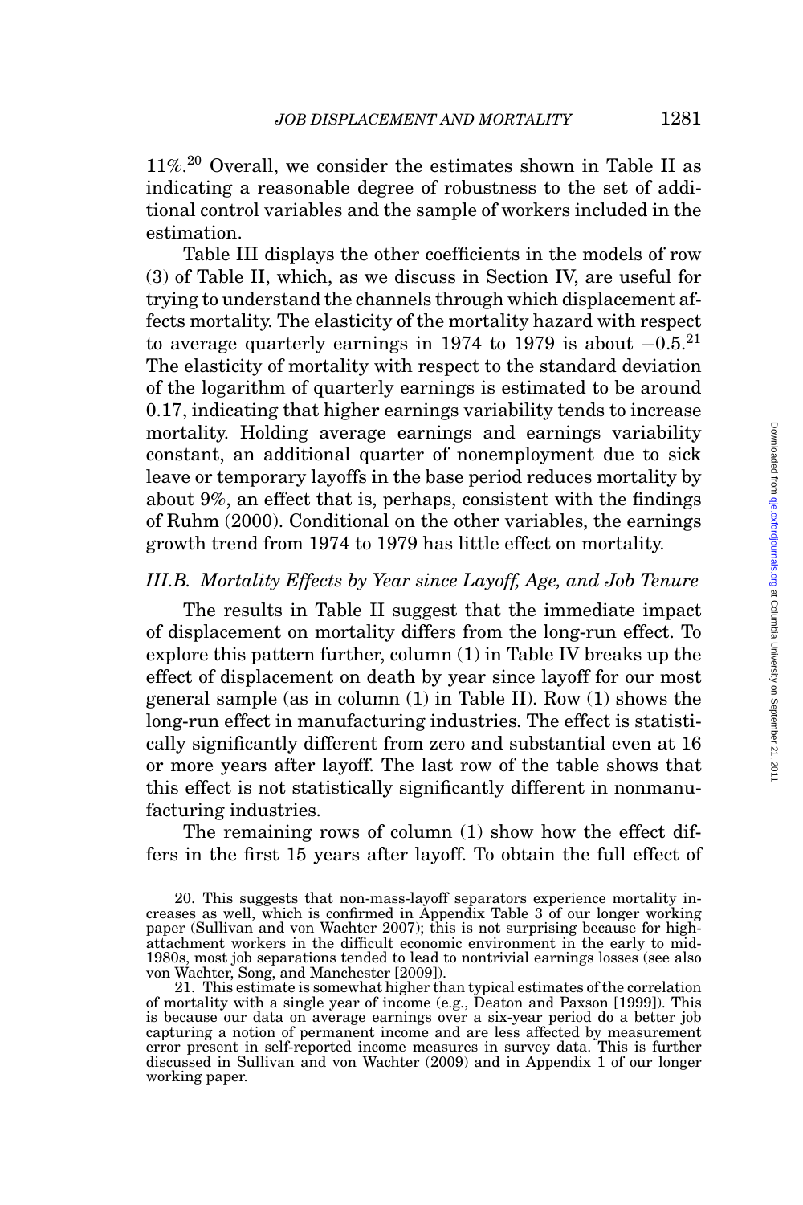11%.[20] Overall, we consider the estimates shown in Table II as indicating a reasonable degree of robustness to the set of additional control variables and the sample of workers included in the estimation.

Table III displays the other coefficients in the models of row (3) of Table II, which, as we discuss in Section IV, are useful for trying to understand the channels through which displacement affects mortality. The elasticity of the mortality hazard with respect to average quarterly earnings in 1974 to 1979 is about $-0.5$.[21] The elasticity of mortality with respect to the standard deviation of the logarithm of quarterly earnings is estimated to be around 0.17, indicating that higher earnings variability tends to increase mortality. Holding average earnings and earnings variability constant, an additional quarter of nonemployment due to sick leave or temporary layoffs in the base period reduces mortality by about 9%, an effect that is, perhaps, consistent with the findings of Ruhm (2000). Conditional on the other variables, the earnings growth trend from 1974 to 1979 has little effect on mortality.

### *III.B. Mortality Effects by Year since Layoff, Age, and Job Tenure*

The results in Table II suggest that the immediate impact of displacement on mortality differs from the long-run effect. To explore this pattern further, column (1) in Table IV breaks up the effect of displacement on death by year since layoff for our most general sample (as in column (1) in Table II). Row (1) shows the long-run effect in manufacturing industries. The effect is statistically significantly different from zero and substantial even at 16 or more years after layoff. The last row of the table shows that this effect is not statistically significantly different in nonmanufacturing industries.

The remaining rows of column (1) show how the effect differs in the first 15 years after layoff. To obtain the full effect of

20. This suggests that non-mass-layoff separators experience mortality increases as well, which is confirmed in Appendix Table 3 of our longer working paper (Sullivan and von Wachter 2007); this is not surprising because for high-attachment workers in the difficult economic environment in the early to mid-1980s, most job separations tended to lead to nontrivial earnings losses (see also von Wachter, Song, and Manchester [2009]).

21. This estimate is somewhat higher than typical estimates of the correlation of mortality with a single year of income (e.g., Deaton and Paxson [1999]). This is because our data on average earnings over a six-year period do a better job capturing a notion of permanent income and are less affected by measurement error present in self-reported income measures in survey data. This is further discussed in Sullivan and von Wachter (2009) and in Appendix 1 of our longer working paper.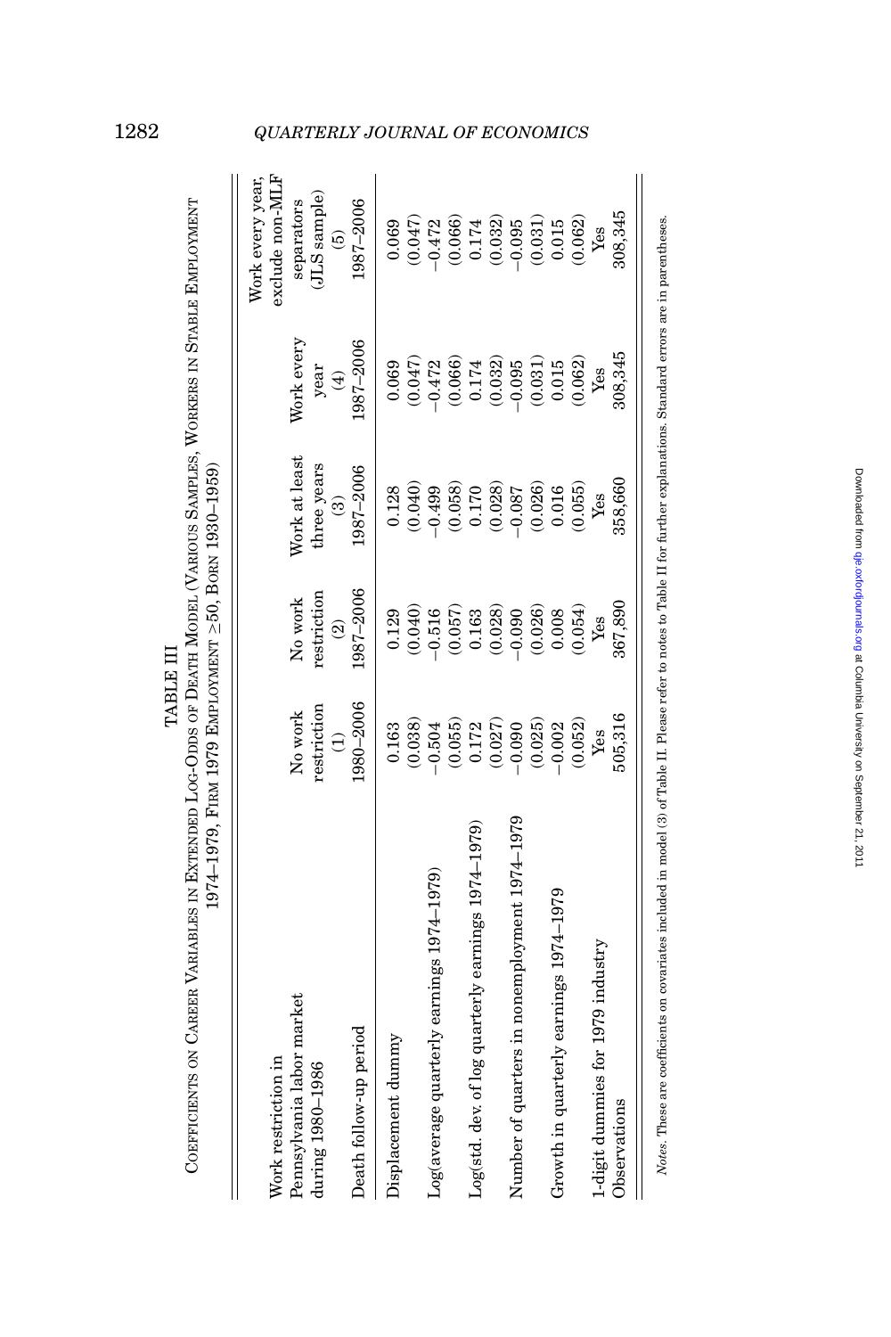TABLE III

COEFFICIENTS ON CAREER VARIABLES IN EXTENDED LOG-ODDS OF DEATH MODEL (VARIOUS SAMPLES, WORKERS IN STABLE EMPLOYMENT 1974–1979, FIRM 1979 EMPLOYMENT ≥50, BORN 1930–1959)

| Work restriction in Pennsylvania labor market during 1980–1986 | No work restriction (1) | No work restriction (2) | Work at least three years (3) | Work every year (4) | Work every year, exclude non-MLF separators (JLS sample) (5) |
|---|---|---|---|---|---|
| Death follow-up period | 1980–2006 | 1987–2006 | 1987–2006 | 1987–2006 | 1987–2006 |
| Displacement dummy | 0.163 | 0.129 | 0.128 | 0.069 | 0.069 |
| | (0.038) | (0.040) | (0.040) | (0.047) | (0.047) |
| Log(average quarterly earnings 1974–1979) | −0.504 | −0.516 | −0.499 | −0.472 | −0.472 |
| | (0.055) | (0.057) | (0.058) | (0.066) | (0.066) |
| Log(std. dev. of log quarterly earnings 1974–1979) | 0.172 | 0.163 | 0.170 | 0.174 | 0.174 |
| | (0.027) | (0.028) | (0.028) | (0.032) | (0.032) |
| Number of quarters in nonemployment 1974–1979 | −0.090 | −0.090 | −0.087 | −0.095 | −0.095 |
| | (0.025) | (0.026) | (0.026) | (0.031) | (0.031) |
| Growth in quarterly earnings 1974–1979 | −0.002 | 0.008 | 0.016 | 0.015 | 0.015 |
| | (0.052) | (0.054) | (0.055) | (0.062) | (0.062) |
| 1-digit dummies for 1979 industry | Yes | Yes | Yes | Yes | Yes |
| Observations | 505,316 | 367,890 | 358,660 | 308,345 | 308,345 |

*Notes.* These are coefficients on covariates included in model (3) of Table II. Please refer to notes to Table II for further explanations. Standard errors are in parentheses.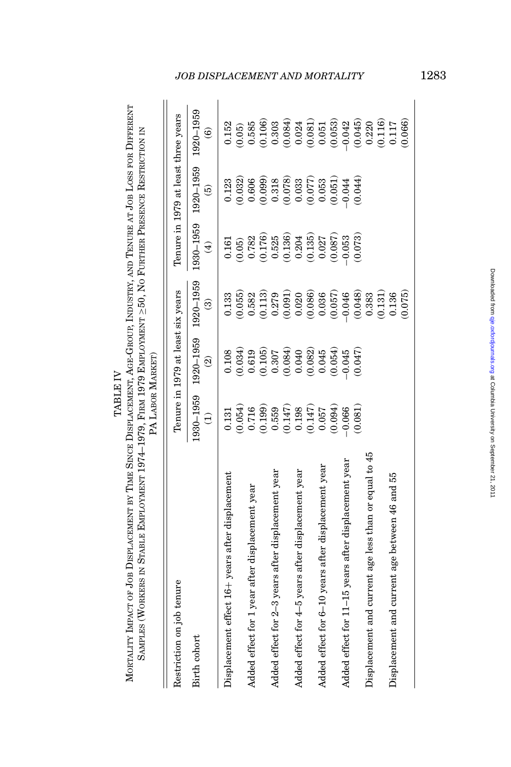# TABLE IV

MORTALITY IMPACT OF JOB DISPLACEMENT BY TIME SINCE DISPLACEMENT, AGE-GROUP, INDUSTRY, AND TENURE AT JOB LOSS FOR DIFFERENT SAMPLES (WORKERS IN STABLE EMPLOYMENT 1974–1979, FIRM 1979 EMPLOYMENT ≥50, NO FURTHER PRESENCE RESTRICTION IN PA LABOR MARKET)

| Restriction on job tenure | Tenure in 1979 at least six years | | | Tenure in 1979 at least three years | | |
|---|---|---|---|---|---|---|
| Birth cohort | 1930–1959 (1) | 1920–1959 (2) | 1920–1959 (3) | 1930–1959 (4) | 1920–1959 (5) | 1920–1959 (6) |
| Displacement effect 16+ years after displacement | 0.131 | 0.108 | 0.133 | 0.161 | 0.123 | 0.152 |
| | (0.054) | (0.034) | (0.055) | (0.05) | (0.032) | (0.05) |
| Added effect for 1 year after displacement year | 0.716 | 0.619 | 0.582 | 0.782 | 0.606 | 0.585 |
| | (0.199) | (0.105) | (0.113) | (0.176) | (0.099) | (0.106) |
| Added effect for 2–3 years after displacement year | 0.559 | 0.307 | 0.279 | 0.525 | 0.318 | 0.303 |
| | (0.147) | (0.084) | (0.091) | (0.136) | (0.078) | (0.084) |
| Added effect for 4–5 years after displacement year | 0.198 | 0.040 | 0.020 | 0.204 | 0.033 | 0.024 |
| | (0.147) | (0.082) | (0.086) | (0.135) | (0.077) | (0.081) |
| Added effect for 6–10 years after displacement year | 0.057 | 0.045 | 0.036 | 0.027 | 0.053 | 0.051 |
| | (0.094) | (0.054) | (0.057) | (0.087) | (0.051) | (0.053) |
| Added effect for 11–15 years after displacement year | −0.066 | −0.045 | −0.046 | −0.053 | −0.044 | −0.042 |
| | (0.081) | (0.047) | (0.048) | (0.073) | (0.044) | (0.045) |
| Displacement and current age less than or equal to 45 | | | 0.383 | | | 0.220 |
| | | | (0.131) | | | (0.116) |
| Displacement and current age between 46 and 55 | | | 0.136 | | | 0.117 |
| | | | (0.075) | | | (0.066) |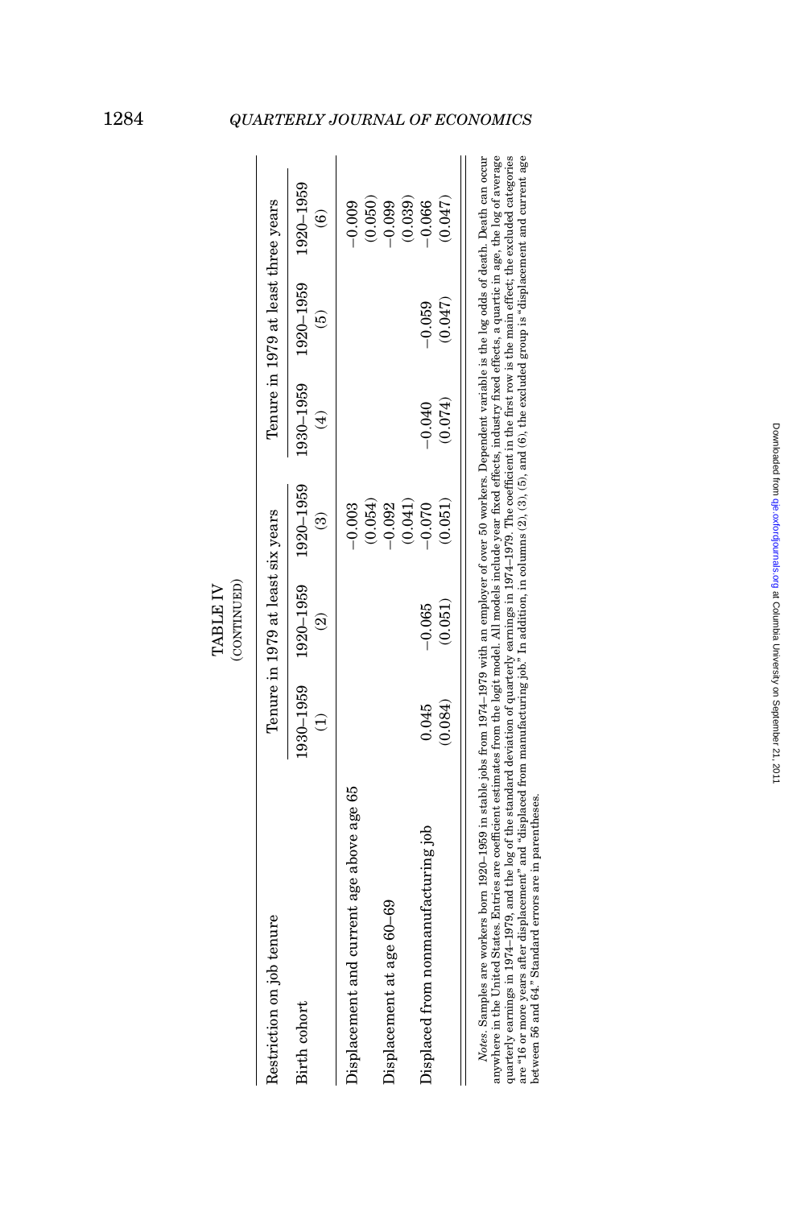TABLE IV
(CONTINUED)

| Restriction on job tenure | Tenure in 1979 at least six years | | | Tenure in 1979 at least three years | | |
|---|---|---|---|---|---|---|
| Birth cohort | 1930–1959 (1) | 1920–1959 (2) | 1920–1959 (3) | 1930–1959 (4) | 1920–1959 (5) | 1920–1959 (6) |
| Displacement and current age above age 65 | | | −0.003 | | | −0.009 |
| | | | (0.054) | | | (0.050) |
| Displacement at age 60–69 | | | −0.092 | | | −0.099 |
| | | | (0.041) | | | (0.039) |
| Displaced from nonmanufacturing job | 0.045 | −0.065 | −0.070 | −0.040 | −0.059 | −0.066 |
| | (0.084) | (0.051) | (0.051) | (0.074) | (0.047) | (0.047) |

*Notes.* Samples are workers born 1920–1959 in stable jobs from 1974–1979 with an employer of over 50 workers. Dependent variable is the log odds of death. Death can occur anywhere in the United States. Entries are coefficient estimates from the logit model. All models include year fixed effects, industry fixed effects, a quartic in age, the log of average quarterly earnings in 1974–1979, and the log of the standard deviation of quarterly earnings in 1974–1979. The coefficient in the first row is the main effect; the excluded categories are "16 or more years after displacement" and "displaced from manufacturing job." In addition, in columns (2), (3), (5), and (6), the excluded group is "displacement and current age between 56 and 64." Standard errors are in parentheses.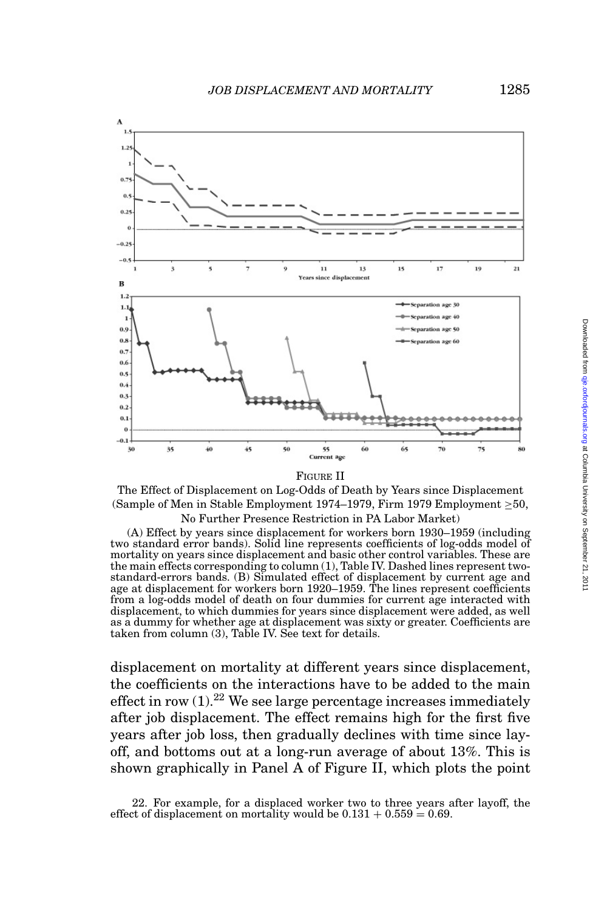FIGURE II

The Effect of Displacement on Log-Odds of Death by Years since Displacement (Sample of Men in Stable Employment 1974–1979, Firm 1979 Employment ≥50, No Further Presence Restriction in PA Labor Market)

(A) Effect by years since displacement for workers born 1930–1959 (including two standard error bands). Solid line represents coefficients of log-odds model of mortality on years since displacement and basic other control variables. These are the main effects corresponding to column (1), Table IV. Dashed lines represent two-standard-errors bands. (B) Simulated effect of displacement by current age and age at displacement for workers born 1920–1959. The lines represent coefficients from a log-odds model of death on four dummies for current age interacted with displacement, to which dummies for years since displacement were added, as well as a dummy for whether age at displacement was sixty or greater. Coefficients are taken from column (3), Table IV. See text for details.

displacement on mortality at different years since displacement, the coefficients on the interactions have to be added to the main effect in row (1).[22] We see large percentage increases immediately after job displacement. The effect remains high for the first five years after job loss, then gradually declines with time since layoff, and bottoms out at a long-run average of about 13%. This is shown graphically in Panel A of Figure II, which plots the point

22. For example, for a displaced worker two to three years after layoff, the effect of displacement on mortality would be $0.131 + 0.559 = 0.69$.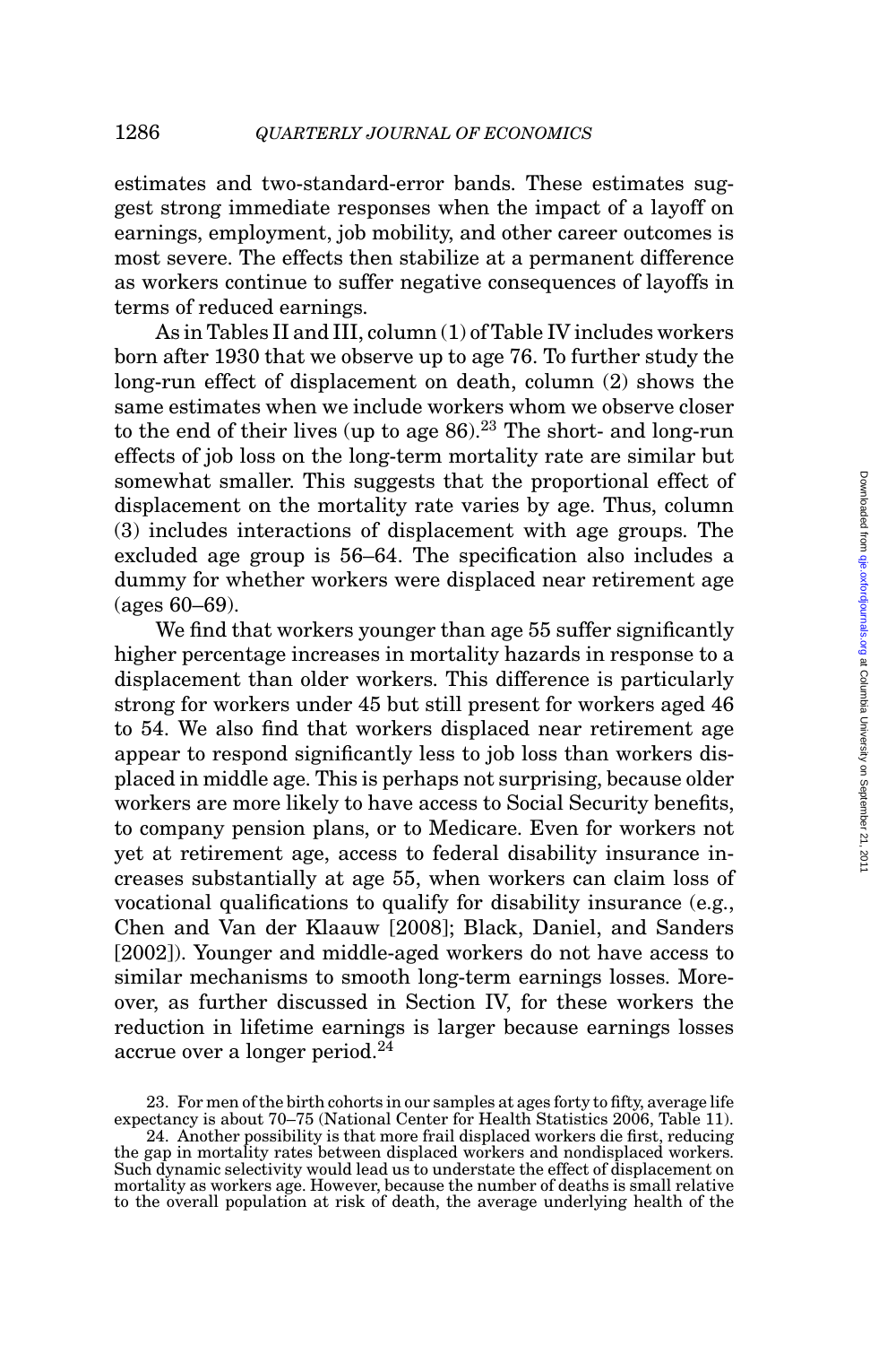estimates and two-standard-error bands. These estimates suggest strong immediate responses when the impact of a layoff on earnings, employment, job mobility, and other career outcomes is most severe. The effects then stabilize at a permanent difference as workers continue to suffer negative consequences of layoffs in terms of reduced earnings.

As in Tables II and III, column (1) of Table IV includes workers born after 1930 that we observe up to age 76. To further study the long-run effect of displacement on death, column (2) shows the same estimates when we include workers whom we observe closer to the end of their lives (up to age 86).[23] The short- and long-run effects of job loss on the long-term mortality rate are similar but somewhat smaller. This suggests that the proportional effect of displacement on the mortality rate varies by age. Thus, column (3) includes interactions of displacement with age groups. The excluded age group is 56–64. The specification also includes a dummy for whether workers were displaced near retirement age (ages 60–69).

We find that workers younger than age 55 suffer significantly higher percentage increases in mortality hazards in response to a displacement than older workers. This difference is particularly strong for workers under 45 but still present for workers aged 46 to 54. We also find that workers displaced near retirement age appear to respond significantly less to job loss than workers displaced in middle age. This is perhaps not surprising, because older workers are more likely to have access to Social Security benefits, to company pension plans, or to Medicare. Even for workers not yet at retirement age, access to federal disability insurance increases substantially at age 55, when workers can claim loss of vocational qualifications to qualify for disability insurance (e.g., Chen and Van der Klaauw [2008]; Black, Daniel, and Sanders [2002]). Younger and middle-aged workers do not have access to similar mechanisms to smooth long-term earnings losses. Moreover, as further discussed in Section IV, for these workers the reduction in lifetime earnings is larger because earnings losses accrue over a longer period.[24]

23. For men of the birth cohorts in our samples at ages forty to fifty, average life expectancy is about 70–75 (National Center for Health Statistics 2006, Table 11).

24. Another possibility is that more frail displaced workers die first, reducing the gap in mortality rates between displaced workers and nondisplaced workers. Such dynamic selectivity would lead us to understate the effect of displacement on mortality as workers age. However, because the number of deaths is small relative to the overall population at risk of death, the average underlying health of the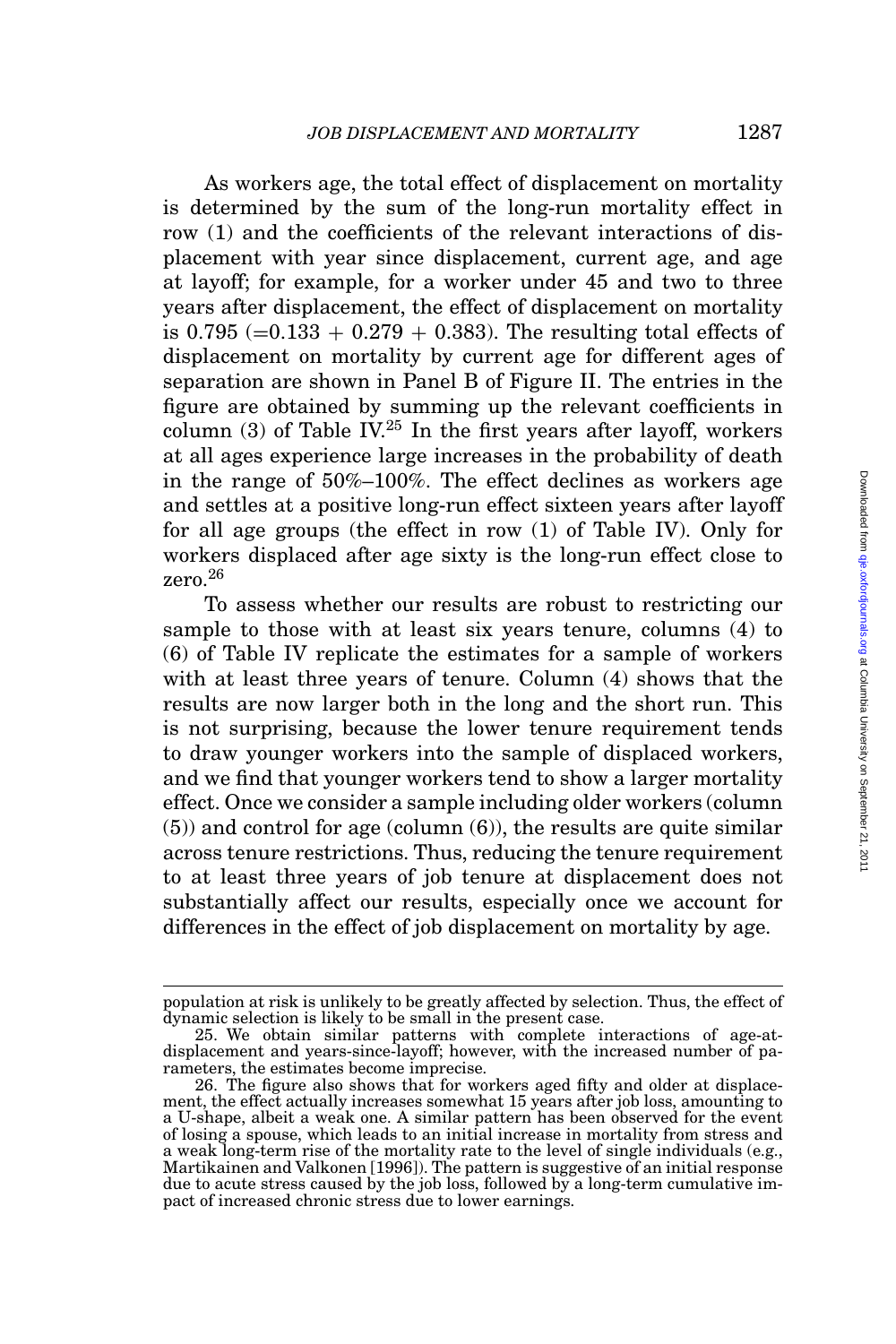As workers age, the total effect of displacement on mortality is determined by the sum of the long-run mortality effect in row (1) and the coefficients of the relevant interactions of displacement with year since displacement, current age, and age at layoff; for example, for a worker under 45 and two to three years after displacement, the effect of displacement on mortality is 0.795 (=0.133 + 0.279 + 0.383). The resulting total effects of displacement on mortality by current age for different ages of separation are shown in Panel B of Figure II. The entries in the figure are obtained by summing up the relevant coefficients in column (3) of Table IV.[25] In the first years after layoff, workers at all ages experience large increases in the probability of death in the range of 50%–100%. The effect declines as workers age and settles at a positive long-run effect sixteen years after layoff for all age groups (the effect in row (1) of Table IV). Only for workers displaced after age sixty is the long-run effect close to zero.[26]

To assess whether our results are robust to restricting our sample to those with at least six years tenure, columns (4) to (6) of Table IV replicate the estimates for a sample of workers with at least three years of tenure. Column (4) shows that the results are now larger both in the long and the short run. This is not surprising, because the lower tenure requirement tends to draw younger workers into the sample of displaced workers, and we find that younger workers tend to show a larger mortality effect. Once we consider a sample including older workers (column (5)) and control for age (column (6)), the results are quite similar across tenure restrictions. Thus, reducing the tenure requirement to at least three years of job tenure at displacement does not substantially affect our results, especially once we account for differences in the effect of job displacement on mortality by age.

---

population at risk is unlikely to be greatly affected by selection. Thus, the effect of dynamic selection is likely to be small in the present case.

25. We obtain similar patterns with complete interactions of age-at-displacement and years-since-layoff; however, with the increased number of parameters, the estimates become imprecise.

26. The figure also shows that for workers aged fifty and older at displacement, the effect actually increases somewhat 15 years after job loss, amounting to a U-shape, albeit a weak one. A similar pattern has been observed for the event of losing a spouse, which leads to an initial increase in mortality from stress and a weak long-term rise of the mortality rate to the level of single individuals (e.g., Martikainen and Valkonen [1996]). The pattern is suggestive of an initial response due to acute stress caused by the job loss, followed by a long-term cumulative impact of increased chronic stress due to lower earnings.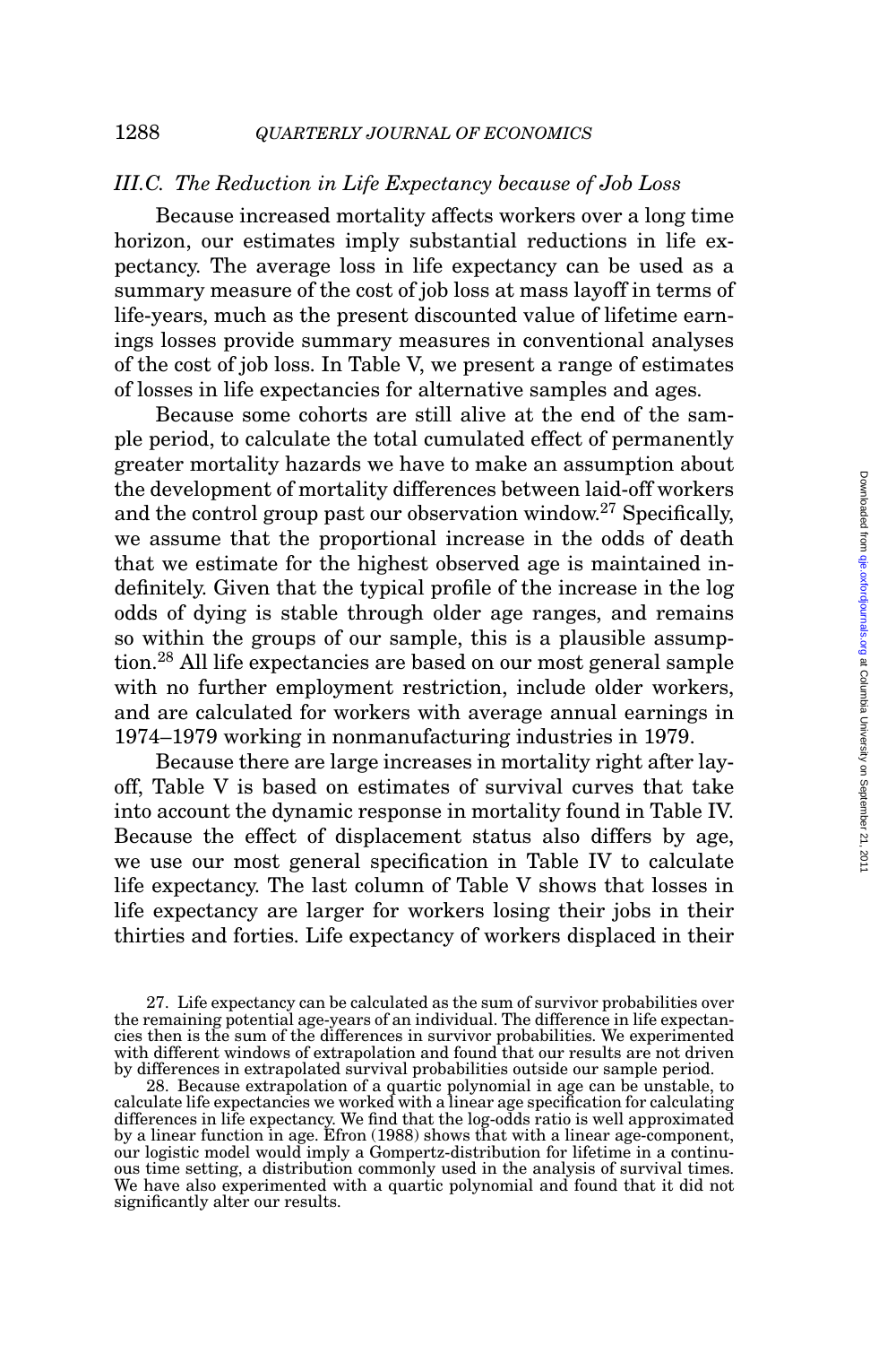### III.C. The Reduction in Life Expectancy because of Job Loss

Because increased mortality affects workers over a long time horizon, our estimates imply substantial reductions in life expectancy. The average loss in life expectancy can be used as a summary measure of the cost of job loss at mass layoff in terms of life-years, much as the present discounted value of lifetime earnings losses provide summary measures in conventional analyses of the cost of job loss. In Table V, we present a range of estimates of losses in life expectancies for alternative samples and ages.

Because some cohorts are still alive at the end of the sample period, to calculate the total cumulated effect of permanently greater mortality hazards we have to make an assumption about the development of mortality differences between laid-off workers and the control group past our observation window.[27] Specifically, we assume that the proportional increase in the odds of death that we estimate for the highest observed age is maintained indefinitely. Given that the typical profile of the increase in the log odds of dying is stable through older age ranges, and remains so within the groups of our sample, this is a plausible assumption.[28] All life expectancies are based on our most general sample with no further employment restriction, include older workers, and are calculated for workers with average annual earnings in 1974–1979 working in nonmanufacturing industries in 1979.

Because there are large increases in mortality right after layoff, Table V is based on estimates of survival curves that take into account the dynamic response in mortality found in Table IV. Because the effect of displacement status also differs by age, we use our most general specification in Table IV to calculate life expectancy. The last column of Table V shows that losses in life expectancy are larger for workers losing their jobs in their thirties and forties. Life expectancy of workers displaced in their

27. Life expectancy can be calculated as the sum of survivor probabilities over the remaining potential age-years of an individual. The difference in life expectancies then is the sum of the differences in survivor probabilities. We experimented with different windows of extrapolation and found that our results are not driven by differences in extrapolated survival probabilities outside our sample period.

28. Because extrapolation of a quartic polynomial in age can be unstable, to calculate life expectancies we worked with a linear age specification for calculating differences in life expectancy. We find that the log-odds ratio is well approximated by a linear function in age. Efron (1988) shows that with a linear age-component, our logistic model would imply a Gompertz-distribution for lifetime in a continuous time setting, a distribution commonly used in the analysis of survival times. We have also experimented with a quartic polynomial and found that it did not significantly alter our results.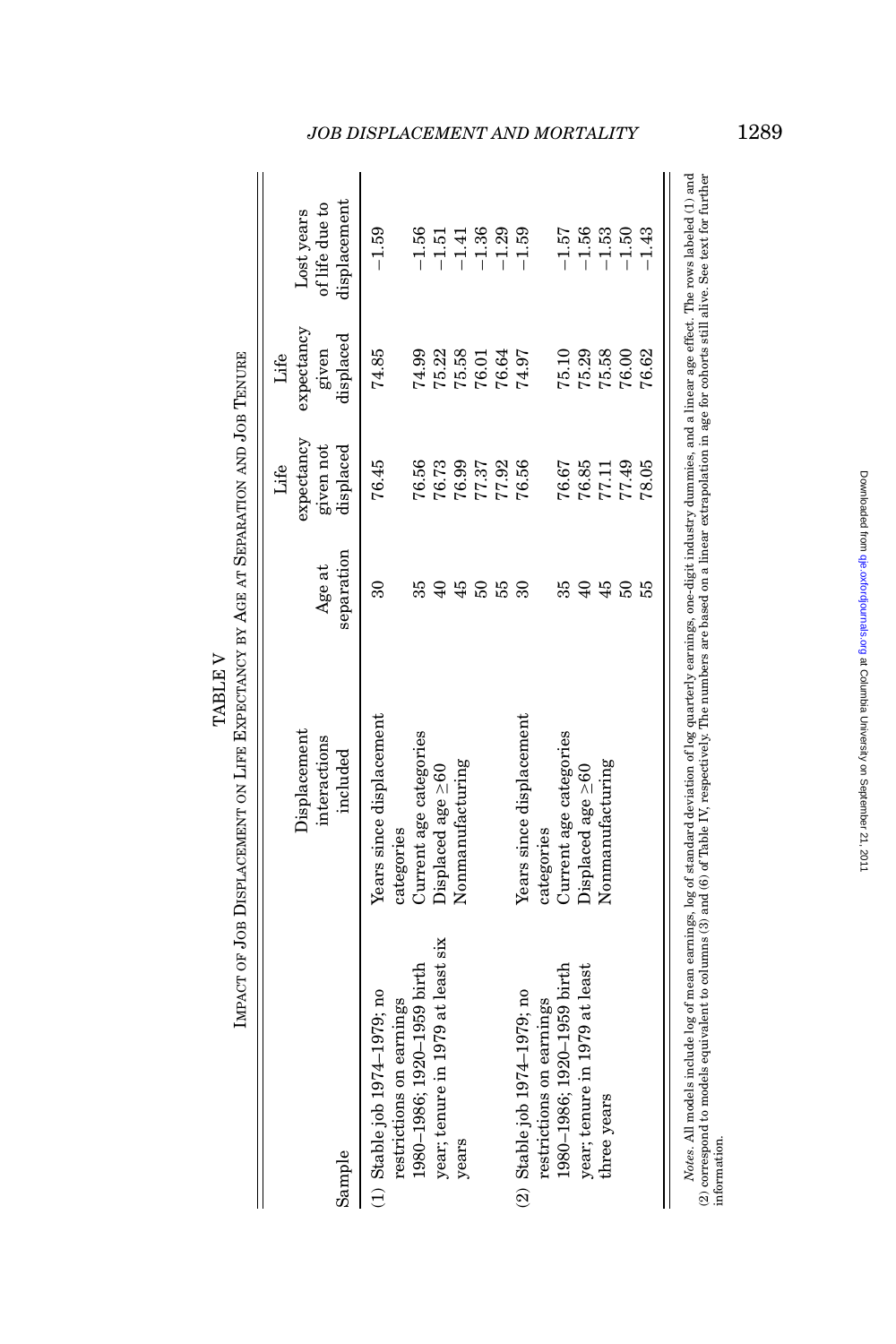TABLE V

Impact of Job Displacement on Life Expectancy by Age at Separation and Job Tenure

| Sample | Displacement interactions included | Age at separation | Life expectancy given not displaced | Life expectancy given displaced | Lost years of life due to displacement |
|---|---|---|---|---|---|
| (1) Stable job 1974–1979; no restrictions on earnings 1980–1986; 1920–1959 birth year; tenure in 1979 at least six years | Years since displacement categories | 30 | 76.45 | 74.85 | −1.59 |
| | Current age categories | 35 | 76.56 | 74.99 | −1.56 |
| | Displaced age ≥60 | 40 | 76.73 | 75.22 | −1.51 |
| | Nonmanufacturing | 45 | 76.99 | 75.58 | −1.41 |
| | | 50 | 77.37 | 76.01 | −1.36 |
| | | 55 | 77.92 | 76.64 | −1.29 |
| (2) Stable job 1974–1979; no restrictions on earnings 1980–1986; 1920–1959 birth year; tenure in 1979 at least three years | Years since displacement categories | 30 | 76.56 | 74.97 | −1.59 |
| | Current age categories | 35 | 76.67 | 75.10 | −1.57 |
| | Displaced age ≥60 | 40 | 76.85 | 75.29 | −1.56 |
| | Nonmanufacturing | 45 | 77.11 | 75.58 | −1.53 |
| | | 50 | 77.49 | 76.00 | −1.50 |
| | | 55 | 78.05 | 76.62 | −1.43 |

*Notes.* All models include log of mean earnings, log of standard deviation of log quarterly earnings, one-digit industry dummies, and a linear age effect. The rows labeled (1) and (2) correspond to models equivalent to columns (3) and (6) of Table IV, respectively. The numbers are based on a linear extrapolation in age for cohorts still alive. See text for further information.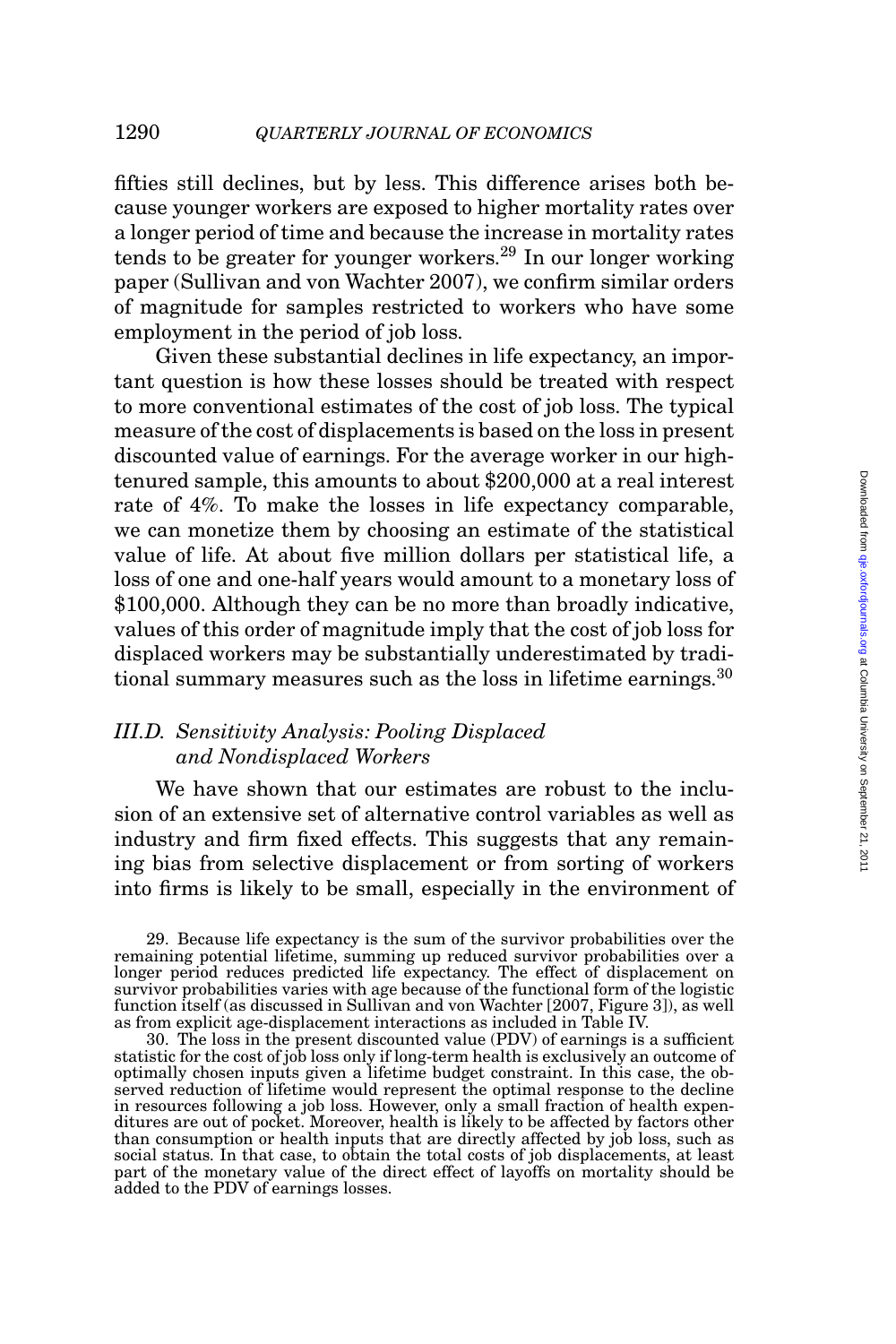fifties still declines, but by less. This difference arises both because younger workers are exposed to higher mortality rates over a longer period of time and because the increase in mortality rates tends to be greater for younger workers.[29] In our longer working paper (Sullivan and von Wachter 2007), we confirm similar orders of magnitude for samples restricted to workers who have some employment in the period of job loss.

Given these substantial declines in life expectancy, an important question is how these losses should be treated with respect to more conventional estimates of the cost of job loss. The typical measure of the cost of displacements is based on the loss in present discounted value of earnings. For the average worker in our high-tenured sample, this amounts to about $200,000 at a real interest rate of 4%. To make the losses in life expectancy comparable, we can monetize them by choosing an estimate of the statistical value of life. At about five million dollars per statistical life, a loss of one and one-half years would amount to a monetary loss of $100,000. Although they can be no more than broadly indicative, values of this order of magnitude imply that the cost of job loss for displaced workers may be substantially underestimated by traditional summary measures such as the loss in lifetime earnings.[30]

### *III.D. Sensitivity Analysis: Pooling Displaced and Nondisplaced Workers*

We have shown that our estimates are robust to the inclusion of an extensive set of alternative control variables as well as industry and firm fixed effects. This suggests that any remaining bias from selective displacement or from sorting of workers into firms is likely to be small, especially in the environment of

29. Because life expectancy is the sum of the survivor probabilities over the remaining potential lifetime, summing up reduced survivor probabilities over a longer period reduces predicted life expectancy. The effect of displacement on survivor probabilities varies with age because of the functional form of the logistic function itself (as discussed in Sullivan and von Wachter [2007, Figure 3]), as well as from explicit age-displacement interactions as included in Table IV.

30. The loss in the present discounted value (PDV) of earnings is a sufficient statistic for the cost of job loss only if long-term health is exclusively an outcome of optimally chosen inputs given a lifetime budget constraint. In this case, the observed reduction of lifetime would represent the optimal response to the decline in resources following a job loss. However, only a small fraction of health expenditures are out of pocket. Moreover, health is likely to be affected by factors other than consumption or health inputs that are directly affected by job loss, such as social status. In that case, to obtain the total costs of job displacements, at least part of the monetary value of the direct effect of layoffs on mortality should be added to the PDV of earnings losses.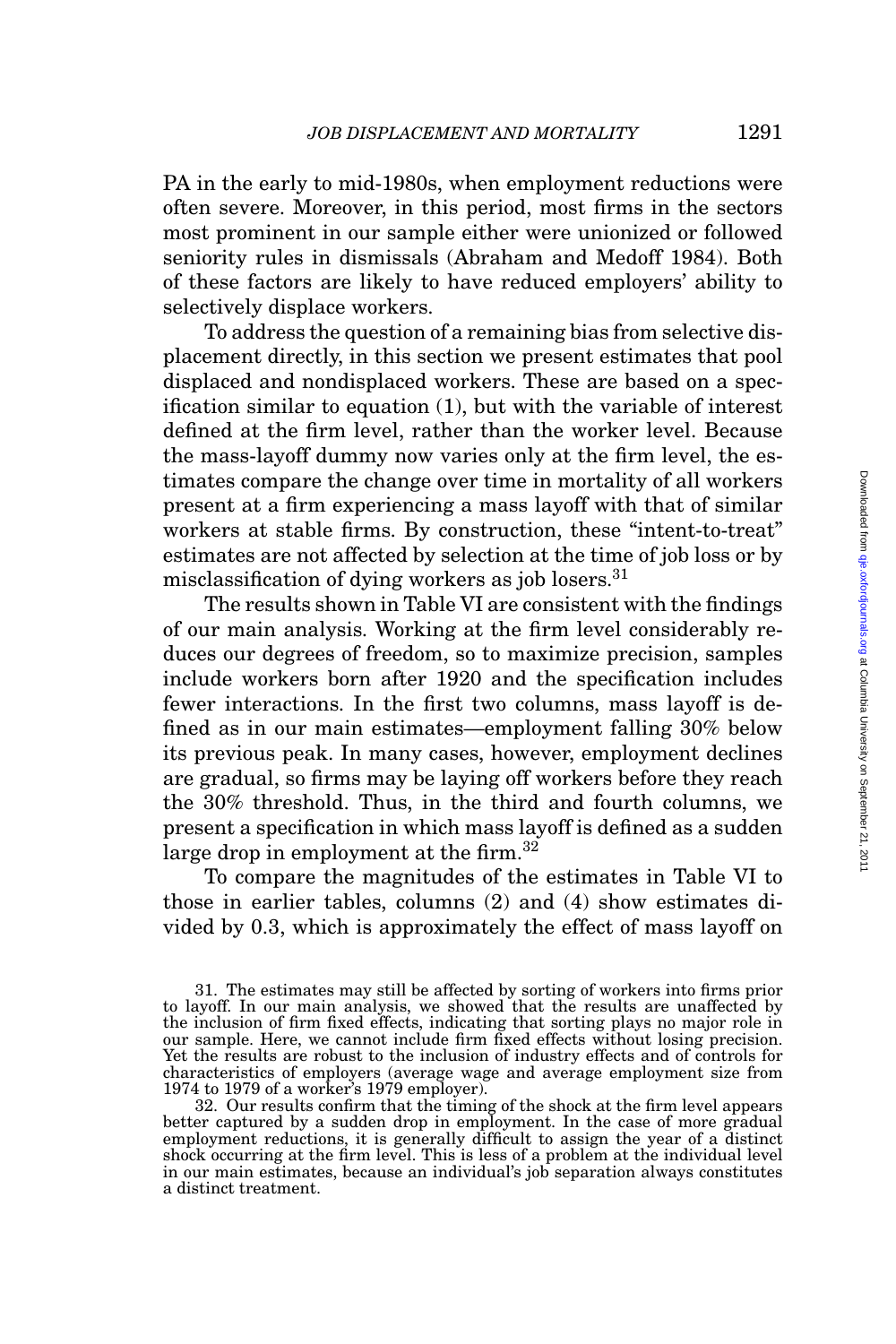PA in the early to mid-1980s, when employment reductions were often severe. Moreover, in this period, most firms in the sectors most prominent in our sample either were unionized or followed seniority rules in dismissals (Abraham and Medoff 1984). Both of these factors are likely to have reduced employers' ability to selectively displace workers.

To address the question of a remaining bias from selective displacement directly, in this section we present estimates that pool displaced and nondisplaced workers. These are based on a specification similar to equation (1), but with the variable of interest defined at the firm level, rather than the worker level. Because the mass-layoff dummy now varies only at the firm level, the estimates compare the change over time in mortality of all workers present at a firm experiencing a mass layoff with that of similar workers at stable firms. By construction, these "intent-to-treat" estimates are not affected by selection at the time of job loss or by misclassification of dying workers as job losers.[31]

The results shown in Table VI are consistent with the findings of our main analysis. Working at the firm level considerably reduces our degrees of freedom, so to maximize precision, samples include workers born after 1920 and the specification includes fewer interactions. In the first two columns, mass layoff is defined as in our main estimates—employment falling 30% below its previous peak. In many cases, however, employment declines are gradual, so firms may be laying off workers before they reach the 30% threshold. Thus, in the third and fourth columns, we present a specification in which mass layoff is defined as a sudden large drop in employment at the firm.[32]

To compare the magnitudes of the estimates in Table VI to those in earlier tables, columns (2) and (4) show estimates divided by 0.3, which is approximately the effect of mass layoff on

31. The estimates may still be affected by sorting of workers into firms prior to layoff. In our main analysis, we showed that the results are unaffected by the inclusion of firm fixed effects, indicating that sorting plays no major role in our sample. Here, we cannot include firm fixed effects without losing precision. Yet the results are robust to the inclusion of industry effects and of controls for characteristics of employers (average wage and average employment size from 1974 to 1979 of a worker's 1979 employer).

32. Our results confirm that the timing of the shock at the firm level appears better captured by a sudden drop in employment. In the case of more gradual employment reductions, it is generally difficult to assign the year of a distinct shock occurring at the firm level. This is less of a problem at the individual level in our main estimates, because an individual's job separation always constitutes a distinct treatment.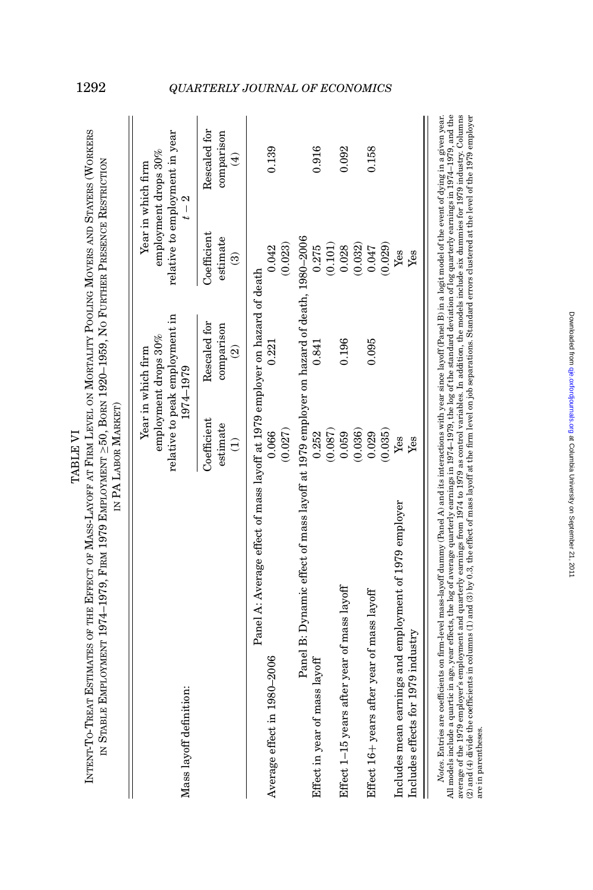TABLE VI

INTENT-TO-TREAT ESTIMATES OF THE EFFECT OF MASS-LAYOFF AT FIRM LEVEL ON MORTALITY POOLING MOVERS AND STAYERS (WORKERS IN STABLE EMPLOYMENT 1974–1979, BORN 1920–1959, FIRM 1979 EMPLOYMENT ≥50, NO FURTHER PRESENCE RESTRICTION IN PA LABOR MARKET)

| Mass layoff definition: | Year in which firm employment drops 30% relative to peak employment in 1974–1979 | | Year in which firm employment drops 30% relative to employment in year $t-2$ | |
|---|---|---|---|---|
| | Coefficient estimate (1) | Rescaled for comparison (2) | Coefficient estimate (3) | Rescaled for comparison (4) |
| *Panel A: Average effect of mass layoff at 1979 employer on hazard of death* | | | | |
| Average effect in 1980–2006 | 0.066 | 0.221 | 0.042 | 0.139 |
| | (0.027) | | (0.023) | |
| *Panel B: Dynamic effect of mass layoff at 1979 employer on hazard of death, 1980–2006* | | | | |
| Effect in year of mass layoff | 0.252 | 0.841 | 0.275 | 0.916 |
| | (0.087) | | (0.101) | |
| Effect 1–15 years after year of mass layoff | 0.059 | 0.196 | 0.028 | 0.092 |
| | (0.036) | | (0.032) | |
| Effect 16+ years after year of mass layoff | 0.029 | 0.095 | 0.047 | 0.158 |
| | (0.035) | | (0.029) | |
| Includes mean earnings and employment of 1979 employer | Yes | | Yes | |
| Includes effects for 1979 industry | Yes | | Yes | |

*Notes.* Entries are coefficients on firm-level mass-layoff dummy (Panel A) and its interactions with year since layoff (Panel B) in a logit model of the event of dying in a given year. All models include a quartic in age, year effects, the log of average quarterly earnings in 1974–1979, the log of the standard deviation of log quarterly earnings in 1974–1979, and the average of the 1979 employer's employment and quarterly earnings from 1974 to 1979 as control variables. In addition, the models include six dummies for 1979 industry. Columns (2) and (4) divide the coefficients in columns (1) and (3) by 0.3, the effect of mass layoff at the firm level on job separations. Standard errors clustered at the level of the 1979 employer are in parentheses.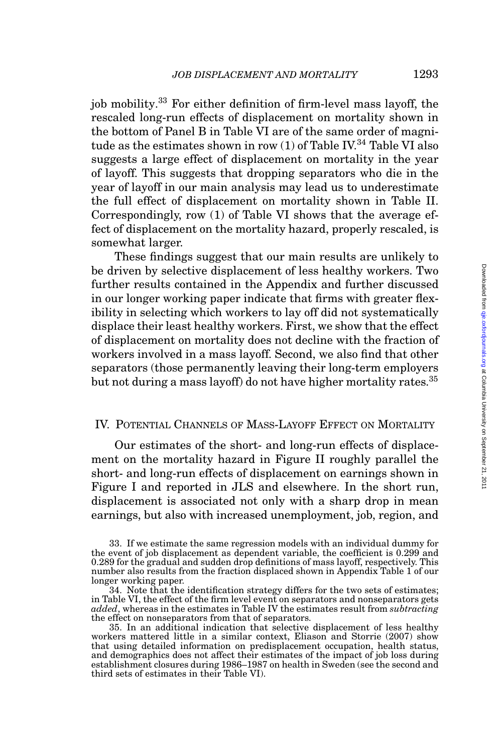job mobility.[33] For either definition of firm-level mass layoff, the rescaled long-run effects of displacement on mortality shown in the bottom of Panel B in Table VI are of the same order of magnitude as the estimates shown in row (1) of Table IV.[34] Table VI also suggests a large effect of displacement on mortality in the year of layoff. This suggests that dropping separators who die in the year of layoff in our main analysis may lead us to underestimate the full effect of displacement on mortality shown in Table II. Correspondingly, row (1) of Table VI shows that the average effect of displacement on the mortality hazard, properly rescaled, is somewhat larger.

These findings suggest that our main results are unlikely to be driven by selective displacement of less healthy workers. Two further results contained in the Appendix and further discussed in our longer working paper indicate that firms with greater flexibility in selecting which workers to lay off did not systematically displace their least healthy workers. First, we show that the effect of displacement on mortality does not decline with the fraction of workers involved in a mass layoff. Second, we also find that other separators (those permanently leaving their long-term employers but not during a mass layoff) do not have higher mortality rates.[35]

## IV. Potential Channels of Mass-Layoff Effect on Mortality

Our estimates of the short- and long-run effects of displacement on the mortality hazard in Figure II roughly parallel the short- and long-run effects of displacement on earnings shown in Figure I and reported in JLS and elsewhere. In the short run, displacement is associated not only with a sharp drop in mean earnings, but also with increased unemployment, job, region, and

33. If we estimate the same regression models with an individual dummy for the event of job displacement as dependent variable, the coefficient is 0.299 and 0.289 for the gradual and sudden drop definitions of mass layoff, respectively. This number also results from the fraction displaced shown in Appendix Table 1 of our longer working paper.

34. Note that the identification strategy differs for the two sets of estimates; in Table VI, the effect of the firm level event on separators and nonseparators gets *added*, whereas in the estimates in Table IV the estimates result from *subtracting* the effect on nonseparators from that of separators.

35. In an additional indication that selective displacement of less healthy workers mattered little in a similar context, Eliason and Storrie (2007) show that using detailed information on predisplacement occupation, health status, and demographics does not affect their estimates of the impact of job loss during establishment closures during 1986–1987 on health in Sweden (see the second and third sets of estimates in their Table VI).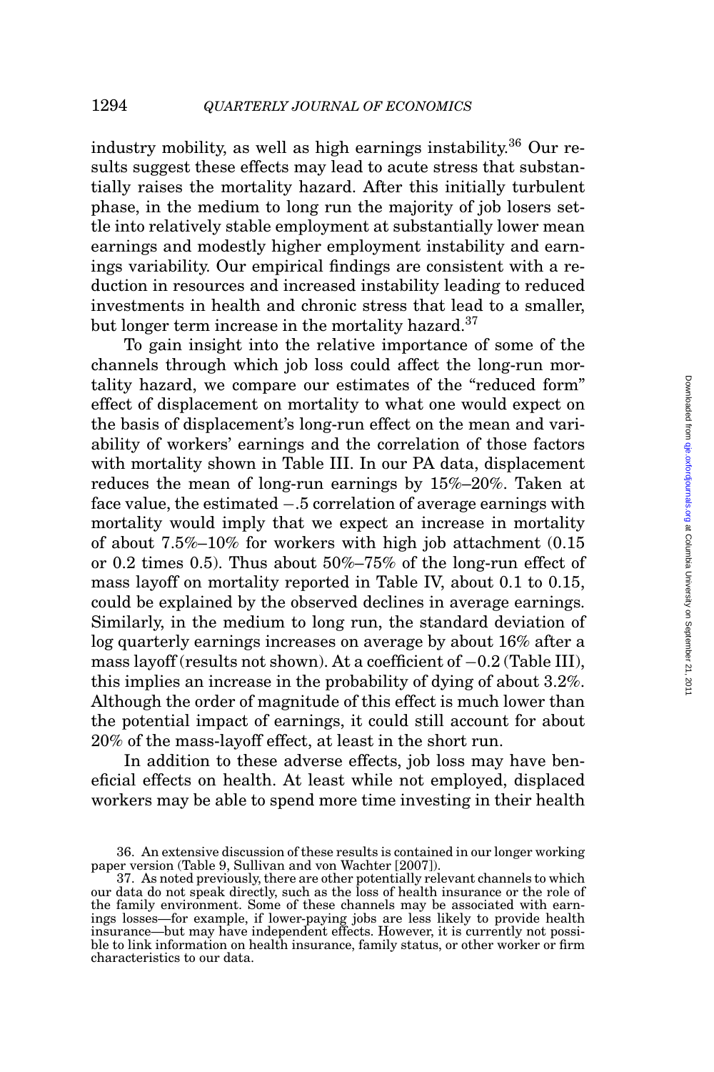industry mobility, as well as high earnings instability.[36] Our results suggest these effects may lead to acute stress that substantially raises the mortality hazard. After this initially turbulent phase, in the medium to long run the majority of job losers settle into relatively stable employment at substantially lower mean earnings and modestly higher employment instability and earnings variability. Our empirical findings are consistent with a reduction in resources and increased instability leading to reduced investments in health and chronic stress that lead to a smaller, but longer term increase in the mortality hazard.[37]

To gain insight into the relative importance of some of the channels through which job loss could affect the long-run mortality hazard, we compare our estimates of the "reduced form" effect of displacement on mortality to what one would expect on the basis of displacement's long-run effect on the mean and variability of workers' earnings and the correlation of those factors with mortality shown in Table III. In our PA data, displacement reduces the mean of long-run earnings by 15%–20%. Taken at face value, the estimated −.5 correlation of average earnings with mortality would imply that we expect an increase in mortality of about 7.5%–10% for workers with high job attachment (0.15 or 0.2 times 0.5). Thus about 50%–75% of the long-run effect of mass layoff on mortality reported in Table IV, about 0.1 to 0.15, could be explained by the observed declines in average earnings. Similarly, in the medium to long run, the standard deviation of log quarterly earnings increases on average by about 16% after a mass layoff (results not shown). At a coefficient of −0.2 (Table III), this implies an increase in the probability of dying of about 3.2%. Although the order of magnitude of this effect is much lower than the potential impact of earnings, it could still account for about 20% of the mass-layoff effect, at least in the short run.

In addition to these adverse effects, job loss may have beneficial effects on health. At least while not employed, displaced workers may be able to spend more time investing in their health

36. An extensive discussion of these results is contained in our longer working paper version (Table 9, Sullivan and von Wachter [2007]).

37. As noted previously, there are other potentially relevant channels to which our data do not speak directly, such as the loss of health insurance or the role of the family environment. Some of these channels may be associated with earnings losses—for example, if lower-paying jobs are less likely to provide health insurance—but may have independent effects. However, it is currently not possible to link information on health insurance, family status, or other worker or firm characteristics to our data.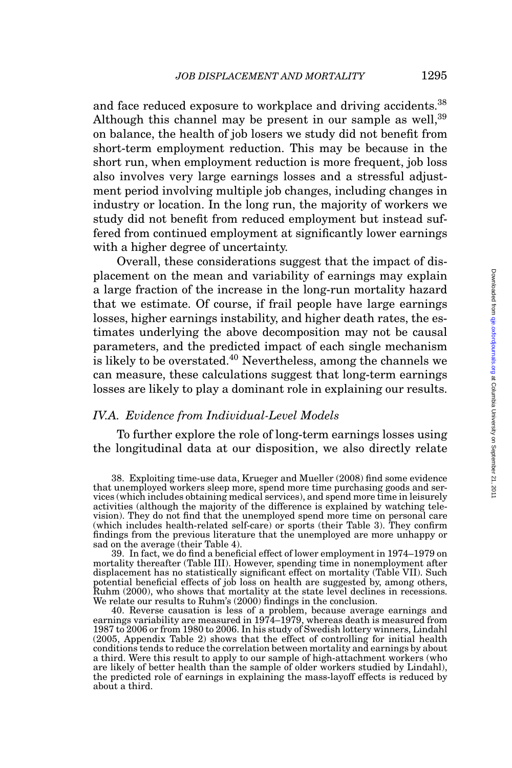and face reduced exposure to workplace and driving accidents.[38] Although this channel may be present in our sample as well,[39] on balance, the health of job losers we study did not benefit from short-term employment reduction. This may be because in the short run, when employment reduction is more frequent, job loss also involves very large earnings losses and a stressful adjustment period involving multiple job changes, including changes in industry or location. In the long run, the majority of workers we study did not benefit from reduced employment but instead suffered from continued employment at significantly lower earnings with a higher degree of uncertainty.

Overall, these considerations suggest that the impact of displacement on the mean and variability of earnings may explain a large fraction of the increase in the long-run mortality hazard that we estimate. Of course, if frail people have large earnings losses, higher earnings instability, and higher death rates, the estimates underlying the above decomposition may not be causal parameters, and the predicted impact of each single mechanism is likely to be overstated.[40] Nevertheless, among the channels we can measure, these calculations suggest that long-term earnings losses are likely to play a dominant role in explaining our results.

### *IV.A. Evidence from Individual-Level Models*

To further explore the role of long-term earnings losses using the longitudinal data at our disposition, we also directly relate

38. Exploiting time-use data, Krueger and Mueller (2008) find some evidence that unemployed workers sleep more, spend more time purchasing goods and services (which includes obtaining medical services), and spend more time in leisurely activities (although the majority of the difference is explained by watching television). They do not find that the unemployed spend more time on personal care (which includes health-related self-care) or sports (their Table 3). They confirm findings from the previous literature that the unemployed are more unhappy or sad on the average (their Table 4).

39. In fact, we do find a beneficial effect of lower employment in 1974–1979 on mortality thereafter (Table III). However, spending time in nonemployment after displacement has no statistically significant effect on mortality (Table VII). Such potential beneficial effects of job loss on health are suggested by, among others, Ruhm (2000), who shows that mortality at the state level declines in recessions. We relate our results to Ruhm's (2000) findings in the conclusion.

40. Reverse causation is less of a problem, because average earnings and earnings variability are measured in 1974–1979, whereas death is measured from 1987 to 2006 or from 1980 to 2006. In his study of Swedish lottery winners, Lindahl (2005, Appendix Table 2) shows that the effect of controlling for initial health conditions tends to reduce the correlation between mortality and earnings by about a third. Were this result to apply to our sample of high-attachment workers (who are likely of better health than the sample of older workers studied by Lindahl), the predicted role of earnings in explaining the mass-layoff effects is reduced by about a third.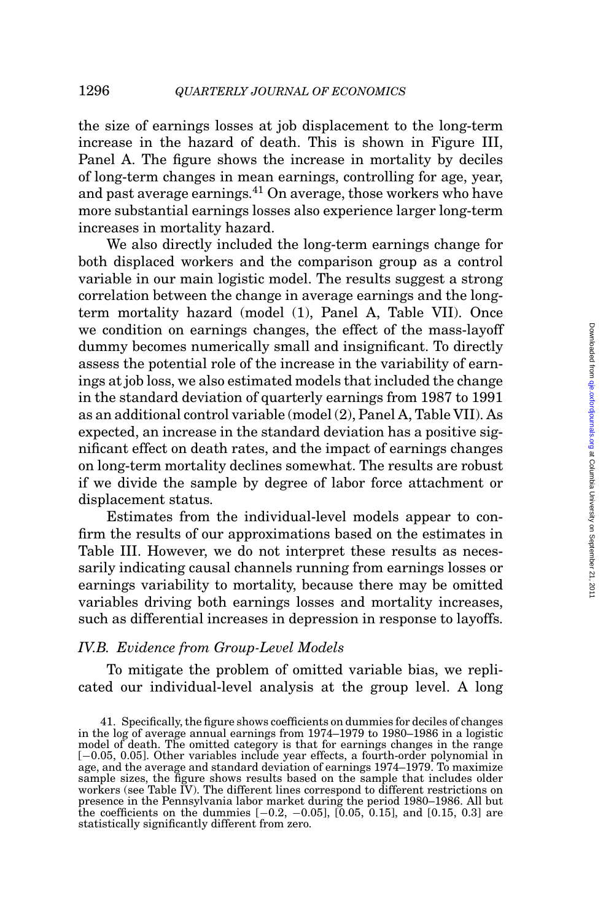the size of earnings losses at job displacement to the long-term increase in the hazard of death. This is shown in Figure III, Panel A. The figure shows the increase in mortality by deciles of long-term changes in mean earnings, controlling for age, year, and past average earnings.[41] On average, those workers who have more substantial earnings losses also experience larger long-term increases in mortality hazard.

We also directly included the long-term earnings change for both displaced workers and the comparison group as a control variable in our main logistic model. The results suggest a strong correlation between the change in average earnings and the long-term mortality hazard (model (1), Panel A, Table VII). Once we condition on earnings changes, the effect of the mass-layoff dummy becomes numerically small and insignificant. To directly assess the potential role of the increase in the variability of earnings at job loss, we also estimated models that included the change in the standard deviation of quarterly earnings from 1987 to 1991 as an additional control variable (model (2), Panel A, Table VII). As expected, an increase in the standard deviation has a positive significant effect on death rates, and the impact of earnings changes on long-term mortality declines somewhat. The results are robust if we divide the sample by degree of labor force attachment or displacement status.

Estimates from the individual-level models appear to confirm the results of our approximations based on the estimates in Table III. However, we do not interpret these results as necessarily indicating causal channels running from earnings losses or earnings variability to mortality, because there may be omitted variables driving both earnings losses and mortality increases, such as differential increases in depression in response to layoffs.

### *IV.B. Evidence from Group-Level Models*

To mitigate the problem of omitted variable bias, we replicated our individual-level analysis at the group level. A long

41. Specifically, the figure shows coefficients on dummies for deciles of changes in the log of average annual earnings from 1974–1979 to 1980–1986 in a logistic model of death. The omitted category is that for earnings changes in the range [−0.05, 0.05]. Other variables include year effects, a fourth-order polynomial in age, and the average and standard deviation of earnings 1974–1979. To maximize sample sizes, the figure shows results based on the sample that includes older workers (see Table IV). The different lines correspond to different restrictions on presence in the Pennsylvania labor market during the period 1980–1986. All but the coefficients on the dummies [−0.2, −0.05], [0.05, 0.15], and [0.15, 0.3] are statistically significantly different from zero.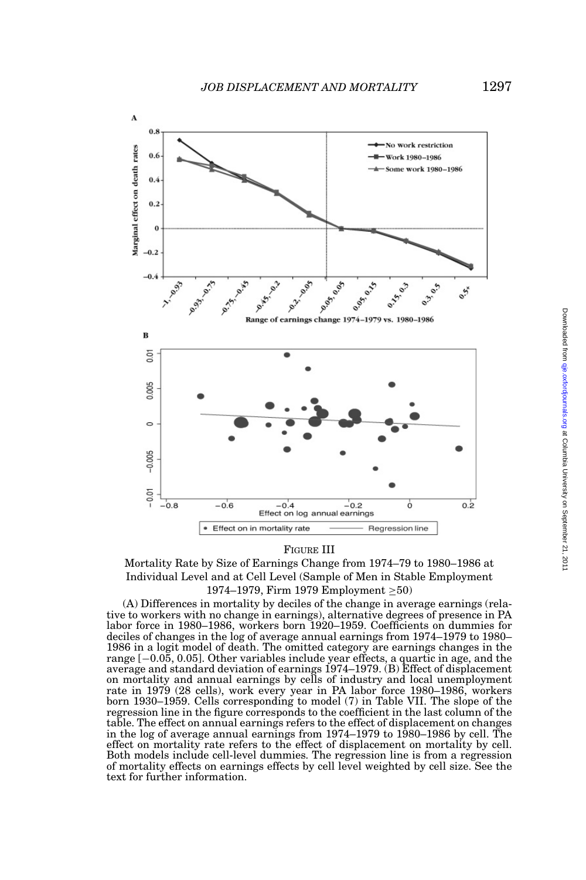FIGURE III

Mortality Rate by Size of Earnings Change from 1974–79 to 1980–1986 at Individual Level and at Cell Level (Sample of Men in Stable Employment 1974–1979, Firm 1979 Employment ≥50)

(A) Differences in mortality by deciles of the change in average earnings (relative to workers with no change in earnings), alternative degrees of presence in PA labor force in 1980–1986, workers born 1920–1959. Coefficients on dummies for deciles of changes in the log of average annual earnings from 1974–1979 to 1980–1986 in a logit model of death. The omitted category are earnings changes in the range [−0.05, 0.05]. Other variables include year effects, a quartic in age, and the average and standard deviation of earnings 1974–1979. (B) Effect of displacement on mortality and annual earnings by cells of industry and local unemployment rate in 1979 (28 cells), work every year in PA labor force 1980–1986, workers born 1930–1959. Cells corresponding to model (7) in Table VII. The slope of the regression line in the figure corresponds to the coefficient in the last column of the table. The effect on annual earnings refers to the effect of displacement on changes in the log of average annual earnings from 1974–1979 to 1980–1986 by cell. The effect on mortality rate refers to the effect of displacement on mortality by cell. Both models include cell-level dummies. The regression line is from a regression of mortality effects on earnings effects by cell level weighted by cell size. See the text for further information.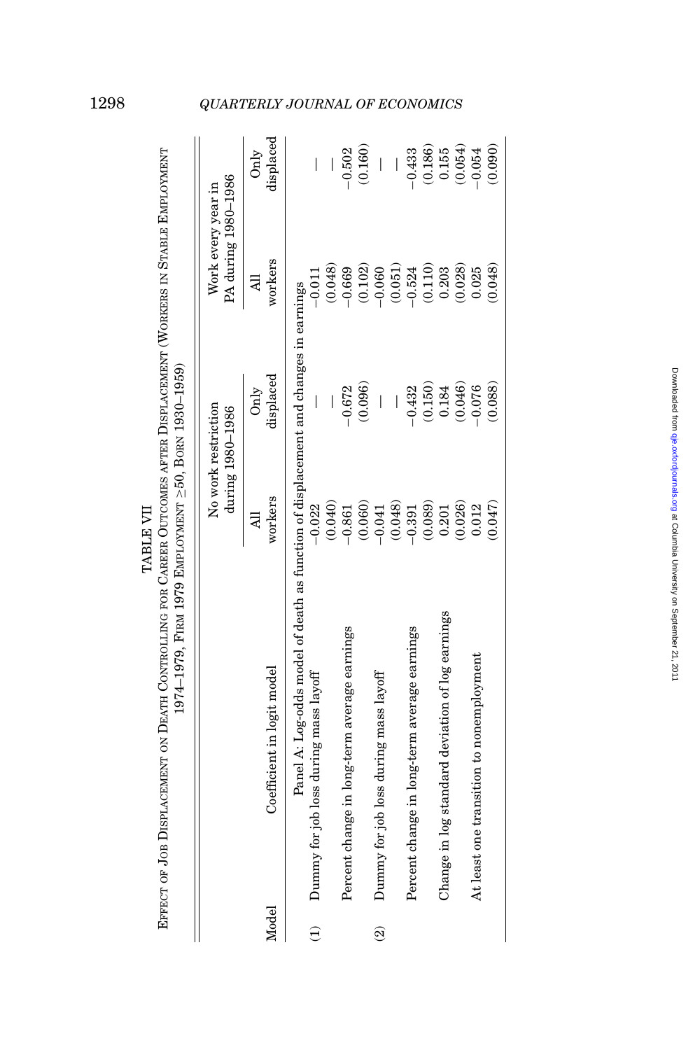TABLE VII

EFFECT OF JOB DISPLACEMENT ON DEATH CONTROLLING FOR CAREER OUTCOMES AFTER DISPLACEMENT (WORKERS IN STABLE EMPLOYMENT 1974–1979, FIRM 1979 EMPLOYMENT ≥50, BORN 1930–1959)

| | | No work restriction during 1980–1986 | | Work every year in PA during 1980–1986 | |
|---|---|---|---|---|---|
| Model | Coefficient in logit model | All workers | Only displaced | All workers | Only displaced |
| | Panel A: Log-odds model of death as function of displacement and changes in earnings | | | | |
| (1) | Dummy for job loss during mass layoff | −0.022 | — | −0.011 | — |
| | | (0.040) | — | (0.048) | — |
| | Percent change in long-term average earnings | −0.861 | −0.672 | −0.669 | −0.502 |
| | | (0.060) | (0.096) | (0.102) | (0.160) |
| (2) | Dummy for job loss during mass layoff | −0.041 | — | −0.060 | — |
| | | (0.048) | — | (0.051) | — |
| | Percent change in long-term average earnings | −0.391 | −0.432 | −0.524 | −0.433 |
| | | (0.089) | (0.150) | (0.110) | (0.186) |
| | Change in log standard deviation of log earnings | 0.201 | 0.184 | 0.203 | 0.155 |
| | | (0.026) | (0.046) | (0.028) | (0.054) |
| | At least one transition to nonemployment | 0.012 | −0.076 | 0.025 | −0.054 |
| | | (0.047) | (0.088) | (0.048) | (0.090) |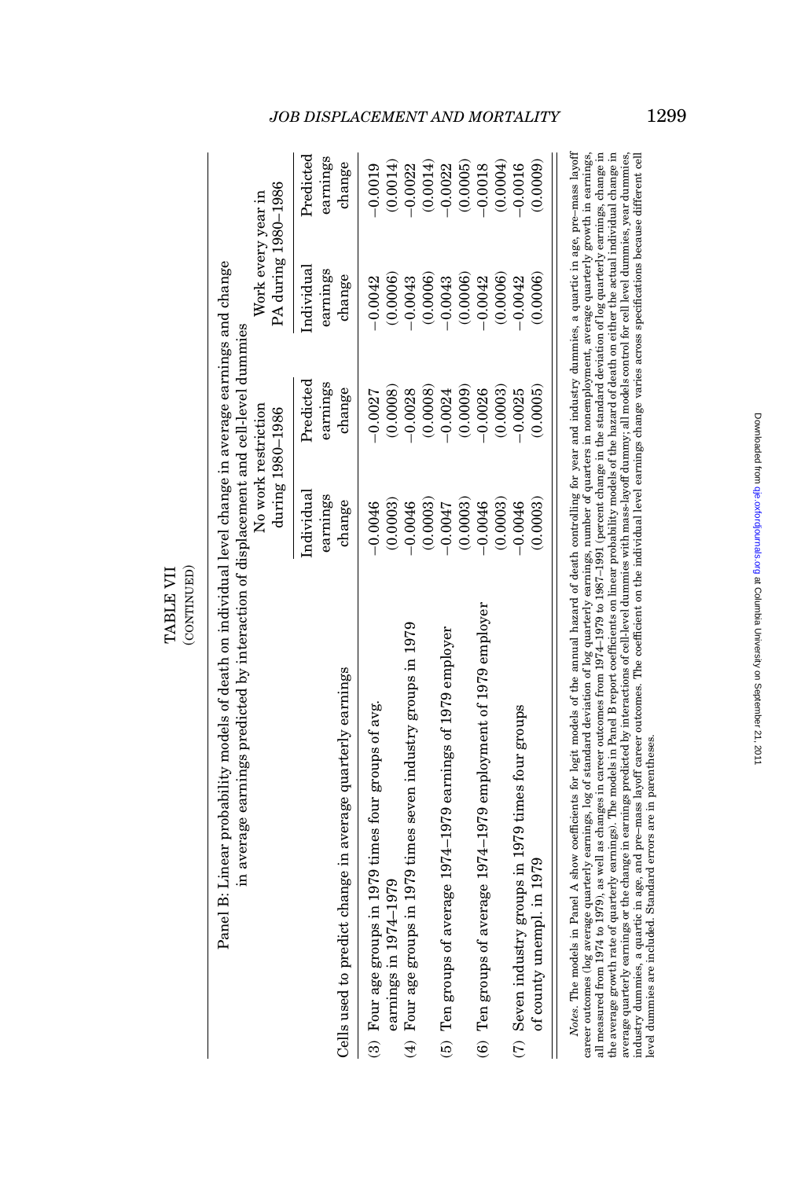TABLE VII

(CONTINUED)

Panel B: Linear probability models of death on individual level change in average earnings and change in average earnings predicted by interaction of displacement and cell-level dummies

| Cells used to predict change in average quarterly earnings | No work restriction during 1980–1986 | | Work every year in PA during 1980–1986 | |
|---|---|---|---|---|
| | Individual earnings change | Predicted earnings change | Individual earnings change | Predicted earnings change |
| (3) Four age groups in 1979 times four groups of avg. earnings in 1974–1979 | −0.0046 | −0.0027 | −0.0042 | −0.0019 |
| | (0.0003) | (0.0008) | (0.0006) | (0.0014) |
| (4) Four age groups in 1979 times seven industry groups in 1979 | −0.0046 | −0.0028 | −0.0043 | −0.0022 |
| | (0.0003) | (0.0008) | (0.0006) | (0.0014) |
| (5) Ten groups of average 1974–1979 earnings of 1979 employer | −0.0047 | −0.0024 | −0.0043 | −0.0022 |
| | (0.0003) | (0.0009) | (0.0006) | (0.0005) |
| (6) Ten groups of average 1974–1979 employment of 1979 employer | −0.0046 | −0.0026 | −0.0042 | −0.0018 |
| | (0.0003) | (0.0003) | (0.0006) | (0.0004) |
| (7) Seven industry groups in 1979 times four groups of county unempl. in 1979 | −0.0046 | −0.0025 | −0.0042 | −0.0016 |
| | (0.0003) | (0.0005) | (0.0006) | (0.0009) |

*Notes.* The models in Panel A show coefficients for logit models of the annual hazard of death controlling for year and industry dummies, a quartic in age, pre–mass layoff career outcomes (log average quarterly earnings, log of standard deviation of log quarterly earnings, number of quarters in nonemployment, average quarterly growth in earnings, all measured from 1974 to 1979), as well as changes in career outcomes from 1974–1979 to 1987–1991 (percent change in the standard deviation of log quarterly earnings, change in the average growth rate of quarterly earnings). The models in Panel B report coefficients on linear probability models of the hazard of death on either the actual individual change in average quarterly earnings or the change in earnings predicted by interactions of cell-level dummies with mass-layoff dummy; all models control for cell level dummies, year dummies, industry dummies, a quartic in age, and pre–mass layoff career outcomes. The coefficient on the individual level earnings change varies across specifications because different cell level dummies are included. Standard errors are in parentheses.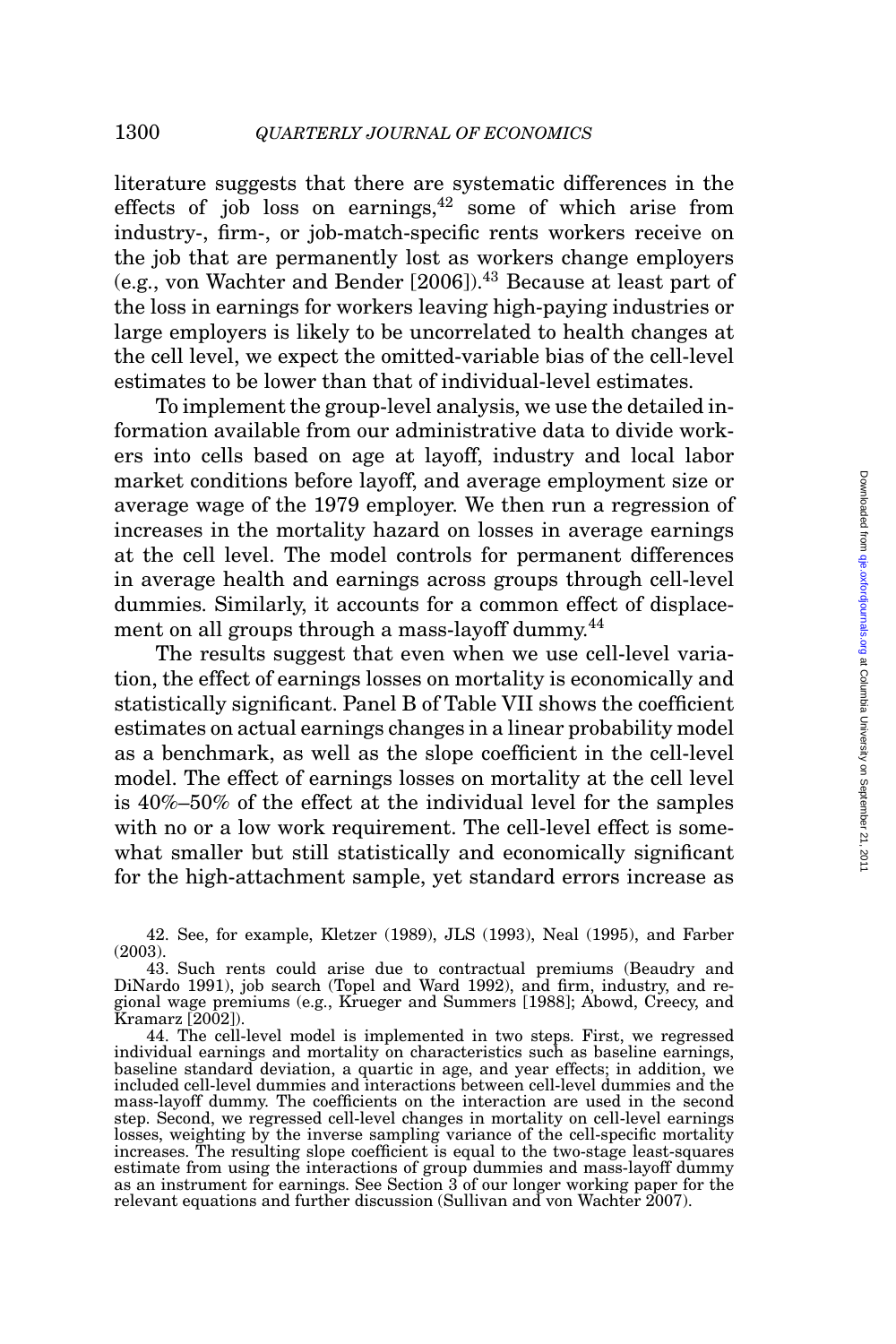literature suggests that there are systematic differences in the effects of job loss on earnings,[42] some of which arise from industry-, firm-, or job-match-specific rents workers receive on the job that are permanently lost as workers change employers (e.g., von Wachter and Bender [2006]).[43] Because at least part of the loss in earnings for workers leaving high-paying industries or large employers is likely to be uncorrelated to health changes at the cell level, we expect the omitted-variable bias of the cell-level estimates to be lower than that of individual-level estimates.

To implement the group-level analysis, we use the detailed information available from our administrative data to divide workers into cells based on age at layoff, industry and local labor market conditions before layoff, and average employment size or average wage of the 1979 employer. We then run a regression of increases in the mortality hazard on losses in average earnings at the cell level. The model controls for permanent differences in average health and earnings across groups through cell-level dummies. Similarly, it accounts for a common effect of displacement on all groups through a mass-layoff dummy.[44]

The results suggest that even when we use cell-level variation, the effect of earnings losses on mortality is economically and statistically significant. Panel B of Table VII shows the coefficient estimates on actual earnings changes in a linear probability model as a benchmark, as well as the slope coefficient in the cell-level model. The effect of earnings losses on mortality at the cell level is 40%–50% of the effect at the individual level for the samples with no or a low work requirement. The cell-level effect is somewhat smaller but still statistically and economically significant for the high-attachment sample, yet standard errors increase as

42. See, for example, Kletzer (1989), JLS (1993), Neal (1995), and Farber (2003).

43. Such rents could arise due to contractual premiums (Beaudry and DiNardo 1991), job search (Topel and Ward 1992), and firm, industry, and regional wage premiums (e.g., Krueger and Summers [1988]; Abowd, Creecy, and Kramarz [2002]).

44. The cell-level model is implemented in two steps. First, we regressed individual earnings and mortality on characteristics such as baseline earnings, baseline standard deviation, a quartic in age, and year effects; in addition, we included cell-level dummies and interactions between cell-level dummies and the mass-layoff dummy. The coefficients on the interaction are used in the second step. Second, we regressed cell-level changes in mortality on cell-level earnings losses, weighting by the inverse sampling variance of the cell-specific mortality increases. The resulting slope coefficient is equal to the two-stage least-squares estimate from using the interactions of group dummies and mass-layoff dummy as an instrument for earnings. See Section 3 of our longer working paper for the relevant equations and further discussion (Sullivan and von Wachter 2007).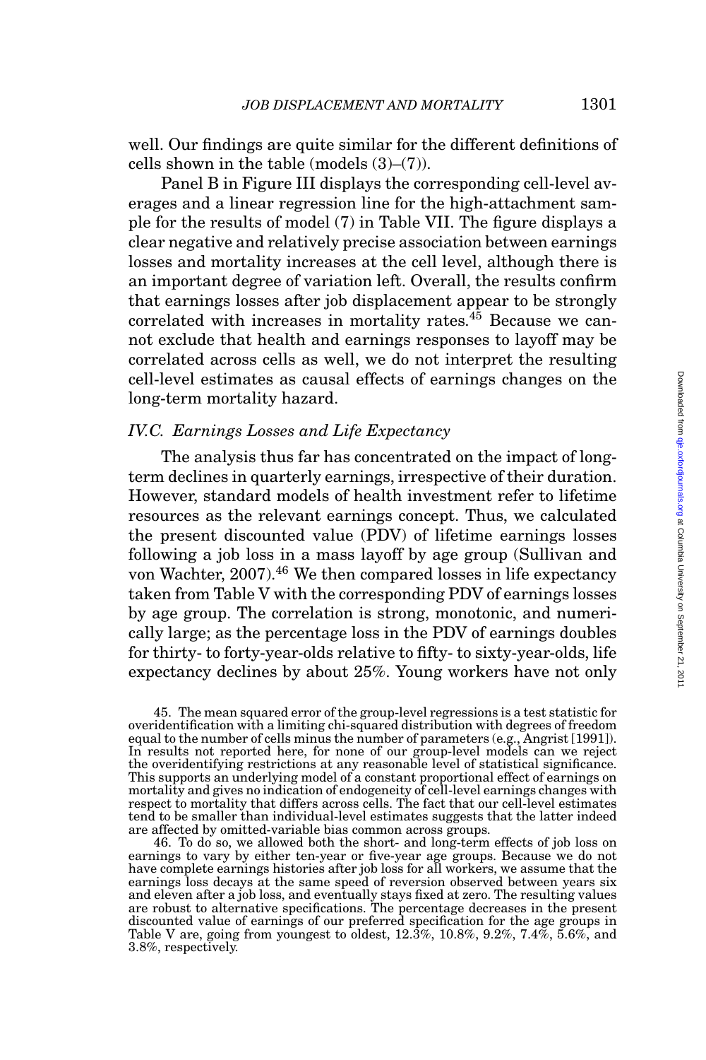well. Our findings are quite similar for the different definitions of cells shown in the table (models (3)–(7)).

Panel B in Figure III displays the corresponding cell-level averages and a linear regression line for the high-attachment sample for the results of model (7) in Table VII. The figure displays a clear negative and relatively precise association between earnings losses and mortality increases at the cell level, although there is an important degree of variation left. Overall, the results confirm that earnings losses after job displacement appear to be strongly correlated with increases in mortality rates.[45] Because we cannot exclude that health and earnings responses to layoff may be correlated across cells as well, we do not interpret the resulting cell-level estimates as causal effects of earnings changes on the long-term mortality hazard.

### IV.C. Earnings Losses and Life Expectancy

The analysis thus far has concentrated on the impact of long-term declines in quarterly earnings, irrespective of their duration. However, standard models of health investment refer to lifetime resources as the relevant earnings concept. Thus, we calculated the present discounted value (PDV) of lifetime earnings losses following a job loss in a mass layoff by age group (Sullivan and von Wachter, 2007).[46] We then compared losses in life expectancy taken from Table V with the corresponding PDV of earnings losses by age group. The correlation is strong, monotonic, and numerically large; as the percentage loss in the PDV of earnings doubles for thirty- to forty-year-olds relative to fifty- to sixty-year-olds, life expectancy declines by about 25%. Young workers have not only

45. The mean squared error of the group-level regressions is a test statistic for overidentification with a limiting chi-squared distribution with degrees of freedom equal to the number of cells minus the number of parameters (e.g., Angrist [1991]). In results not reported here, for none of our group-level models can we reject the overidentifying restrictions at any reasonable level of statistical significance. This supports an underlying model of a constant proportional effect of earnings on mortality and gives no indication of endogeneity of cell-level earnings changes with respect to mortality that differs across cells. The fact that our cell-level estimates tend to be smaller than individual-level estimates suggests that the latter indeed are affected by omitted-variable bias common across groups.

46. To do so, we allowed both the short- and long-term effects of job loss on earnings to vary by either ten-year or five-year age groups. Because we do not have complete earnings histories after job loss for all workers, we assume that the earnings loss decays at the same speed of reversion observed between years six and eleven after a job loss, and eventually stays fixed at zero. The resulting values are robust to alternative specifications. The percentage decreases in the present discounted value of earnings of our preferred specification for the age groups in Table V are, going from youngest to oldest, 12.3%, 10.8%, 9.2%, 7.4%, 5.6%, and 3.8%, respectively.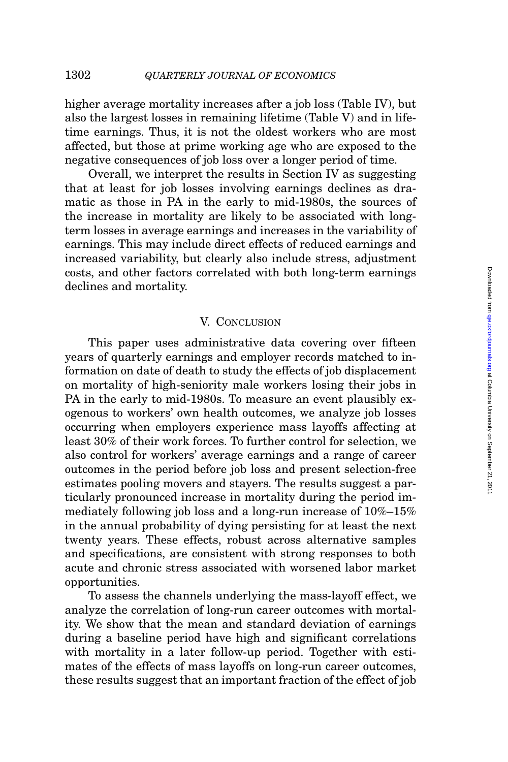higher average mortality increases after a job loss (Table IV), but also the largest losses in remaining lifetime (Table V) and in lifetime earnings. Thus, it is not the oldest workers who are most affected, but those at prime working age who are exposed to the negative consequences of job loss over a longer period of time.

Overall, we interpret the results in Section IV as suggesting that at least for job losses involving earnings declines as dramatic as those in PA in the early to mid-1980s, the sources of the increase in mortality are likely to be associated with long-term losses in average earnings and increases in the variability of earnings. This may include direct effects of reduced earnings and increased variability, but clearly also include stress, adjustment costs, and other factors correlated with both long-term earnings declines and mortality.

## V. Conclusion

This paper uses administrative data covering over fifteen years of quarterly earnings and employer records matched to information on date of death to study the effects of job displacement on mortality of high-seniority male workers losing their jobs in PA in the early to mid-1980s. To measure an event plausibly exogenous to workers' own health outcomes, we analyze job losses occurring when employers experience mass layoffs affecting at least 30% of their work forces. To further control for selection, we also control for workers' average earnings and a range of career outcomes in the period before job loss and present selection-free estimates pooling movers and stayers. The results suggest a particularly pronounced increase in mortality during the period immediately following job loss and a long-run increase of 10%–15% in the annual probability of dying persisting for at least the next twenty years. These effects, robust across alternative samples and specifications, are consistent with strong responses to both acute and chronic stress associated with worsened labor market opportunities.

To assess the channels underlying the mass-layoff effect, we analyze the correlation of long-run career outcomes with mortality. We show that the mean and standard deviation of earnings during a baseline period have high and significant correlations with mortality in a later follow-up period. Together with estimates of the effects of mass layoffs on long-run career outcomes, these results suggest that an important fraction of the effect of job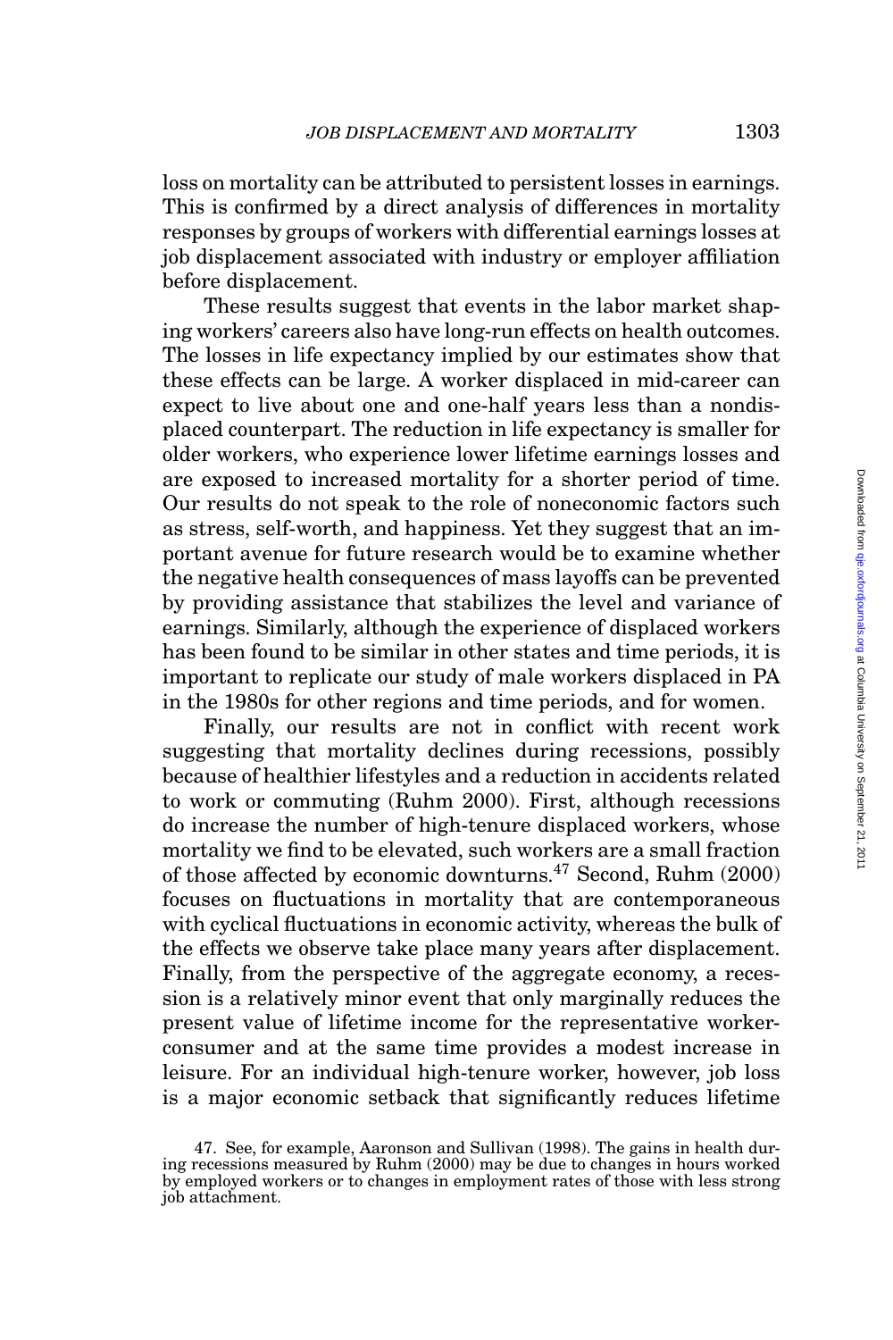loss on mortality can be attributed to persistent losses in earnings. This is confirmed by a direct analysis of differences in mortality responses by groups of workers with differential earnings losses at job displacement associated with industry or employer affiliation before displacement.

These results suggest that events in the labor market shaping workers' careers also have long-run effects on health outcomes. The losses in life expectancy implied by our estimates show that these effects can be large. A worker displaced in mid-career can expect to live about one and one-half years less than a nondisplaced counterpart. The reduction in life expectancy is smaller for older workers, who experience lower lifetime earnings losses and are exposed to increased mortality for a shorter period of time. Our results do not speak to the role of noneconomic factors such as stress, self-worth, and happiness. Yet they suggest that an important avenue for future research would be to examine whether the negative health consequences of mass layoffs can be prevented by providing assistance that stabilizes the level and variance of earnings. Similarly, although the experience of displaced workers has been found to be similar in other states and time periods, it is important to replicate our study of male workers displaced in PA in the 1980s for other regions and time periods, and for women.

Finally, our results are not in conflict with recent work suggesting that mortality declines during recessions, possibly because of healthier lifestyles and a reduction in accidents related to work or commuting (Ruhm 2000). First, although recessions do increase the number of high-tenure displaced workers, whose mortality we find to be elevated, such workers are a small fraction of those affected by economic downturns.[47] Second, Ruhm (2000) focuses on fluctuations in mortality that are contemporaneous with cyclical fluctuations in economic activity, whereas the bulk of the effects we observe take place many years after displacement. Finally, from the perspective of the aggregate economy, a recession is a relatively minor event that only marginally reduces the present value of lifetime income for the representative worker-consumer and at the same time provides a modest increase in leisure. For an individual high-tenure worker, however, job loss is a major economic setback that significantly reduces lifetime

47. See, for example, Aaronson and Sullivan (1998). The gains in health during recessions measured by Ruhm (2000) may be due to changes in hours worked by employed workers or to changes in employment rates of those with less strong job attachment.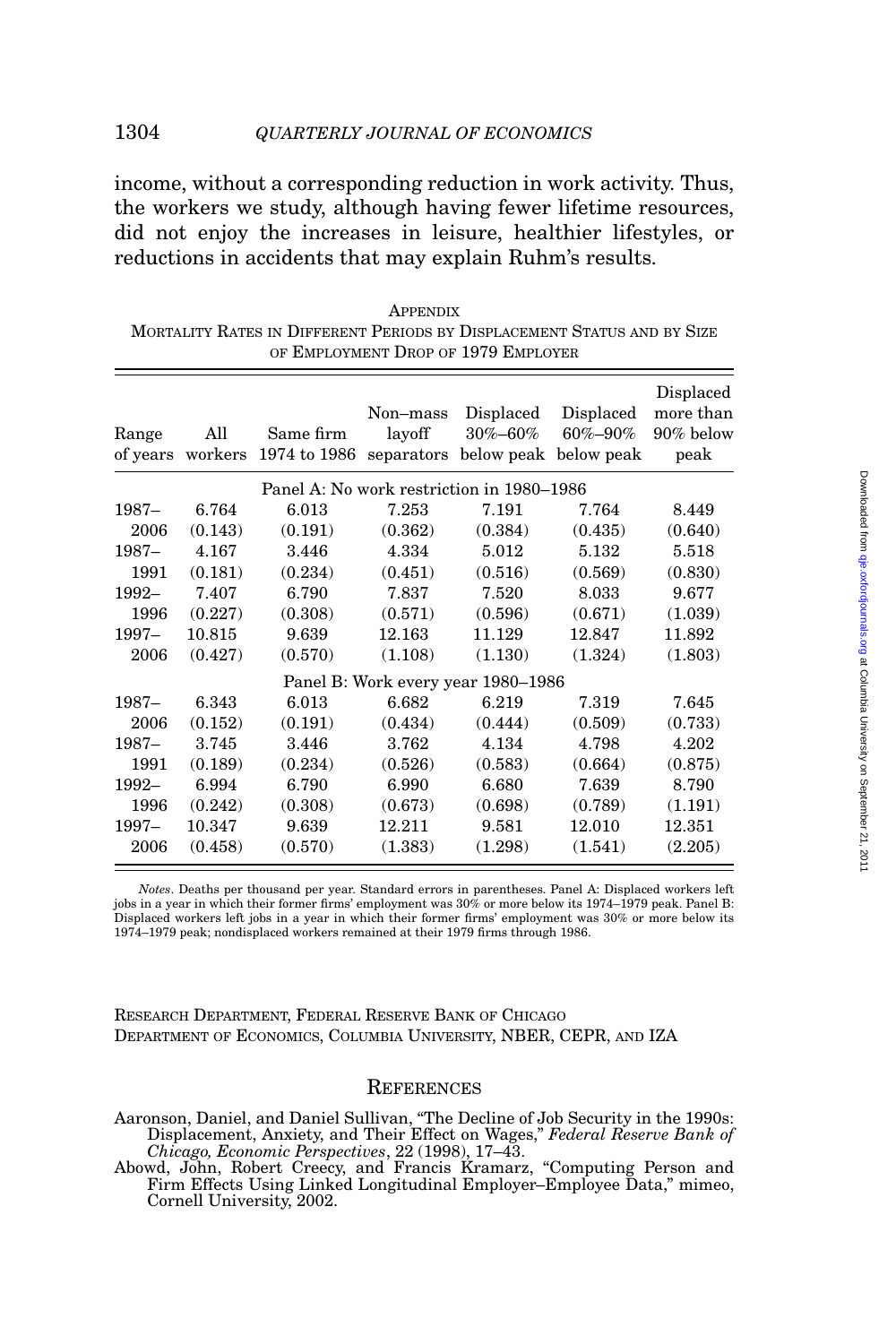income, without a corresponding reduction in work activity. Thus, the workers we study, although having fewer lifetime resources, did not enjoy the increases in leisure, healthier lifestyles, or reductions in accidents that may explain Ruhm's results.

## Appendix

Mortality Rates in Different Periods by Displacement Status and by Size of Employment Drop of 1979 Employer

| Range of years | All workers | Same firm 1974 to 1986 | Non–mass layoff separators | Displaced 30%–60% below peak | Displaced 60%–90% below peak | Displaced more than 90% below peak |
|---|---|---|---|---|---|---|
| Panel A: No work restriction in 1980–1986 | | | | | | |
| 1987–2006 | 6.764 | 6.013 | 7.253 | 7.191 | 7.764 | 8.449 |
| | (0.143) | (0.191) | (0.362) | (0.384) | (0.435) | (0.640) |
| 1987–1991 | 4.167 | 3.446 | 4.334 | 5.012 | 5.132 | 5.518 |
| | (0.181) | (0.234) | (0.451) | (0.516) | (0.569) | (0.830) |
| 1992–1996 | 7.407 | 6.790 | 7.837 | 7.520 | 8.033 | 9.677 |
| | (0.227) | (0.308) | (0.571) | (0.596) | (0.671) | (1.039) |
| 1997–2006 | 10.815 | 9.639 | 12.163 | 11.129 | 12.847 | 11.892 |
| | (0.427) | (0.570) | (1.108) | (1.130) | (1.324) | (1.803) |
| Panel B: Work every year 1980–1986 | | | | | | |
| 1987–2006 | 6.343 | 6.013 | 6.682 | 6.219 | 7.319 | 7.645 |
| | (0.152) | (0.191) | (0.434) | (0.444) | (0.509) | (0.733) |
| 1987–1991 | 3.745 | 3.446 | 3.762 | 4.134 | 4.798 | 4.202 |
| | (0.189) | (0.234) | (0.526) | (0.583) | (0.664) | (0.875) |
| 1992–1996 | 6.994 | 6.790 | 6.990 | 6.680 | 7.639 | 8.790 |
| | (0.242) | (0.308) | (0.673) | (0.698) | (0.789) | (1.191) |
| 1997–2006 | 10.347 | 9.639 | 12.211 | 9.581 | 12.010 | 12.351 |
| | (0.458) | (0.570) | (1.383) | (1.298) | (1.541) | (2.205) |

*Notes*. Deaths per thousand per year. Standard errors in parentheses. Panel A: Displaced workers left jobs in a year in which their former firms' employment was 30% or more below its 1974–1979 peak. Panel B: Displaced workers left jobs in a year in which their former firms' employment was 30% or more below its 1974–1979 peak; nondisplaced workers remained at their 1979 firms through 1986.

Research Department, Federal Reserve Bank of Chicago
Department of Economics, Columbia University, NBER, CEPR, and IZA

## References

Aaronson, Daniel, and Daniel Sullivan, "The Decline of Job Security in the 1990s: Displacement, Anxiety, and Their Effect on Wages," *Federal Reserve Bank of Chicago, Economic Perspectives*, 22 (1998), 17–43.

Abowd, John, Robert Creecy, and Francis Kramarz, "Computing Person and Firm Effects Using Linked Longitudinal Employer–Employee Data," mimeo, Cornell University, 2002.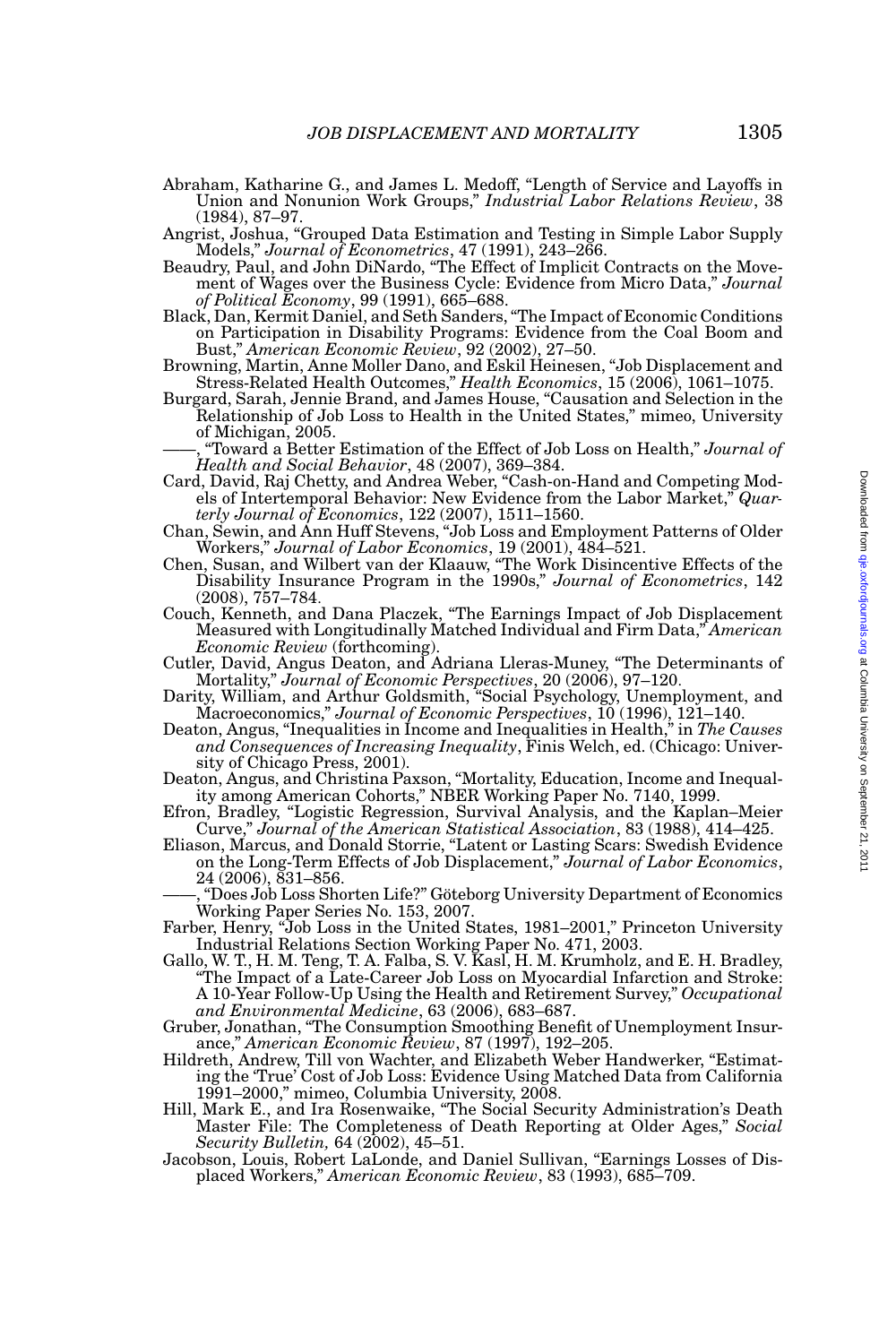Abraham, Katharine G., and James L. Medoff, "Length of Service and Layoffs in Union and Nonunion Work Groups," *Industrial Labor Relations Review*, 38 (1984), 87–97.

Angrist, Joshua, "Grouped Data Estimation and Testing in Simple Labor Supply Models," *Journal of Econometrics*, 47 (1991), 243–266.

Beaudry, Paul, and John DiNardo, "The Effect of Implicit Contracts on the Movement of Wages over the Business Cycle: Evidence from Micro Data," *Journal of Political Economy*, 99 (1991), 665–688.

Black, Dan, Kermit Daniel, and Seth Sanders, "The Impact of Economic Conditions on Participation in Disability Programs: Evidence from the Coal Boom and Bust," *American Economic Review*, 92 (2002), 27–50.

Browning, Martin, Anne Moller Dano, and Eskil Heinesen, "Job Displacement and Stress-Related Health Outcomes," *Health Economics*, 15 (2006), 1061–1075.

Burgard, Sarah, Jennie Brand, and James House, "Causation and Selection in the Relationship of Job Loss to Health in the United States," mimeo, University of Michigan, 2005.

——, "Toward a Better Estimation of the Effect of Job Loss on Health," *Journal of Health and Social Behavior*, 48 (2007), 369–384.

Card, David, Raj Chetty, and Andrea Weber, "Cash-on-Hand and Competing Models of Intertemporal Behavior: New Evidence from the Labor Market," *Quarterly Journal of Economics*, 122 (2007), 1511–1560.

Chan, Sewin, and Ann Huff Stevens, "Job Loss and Employment Patterns of Older Workers," *Journal of Labor Economics*, 19 (2001), 484–521.

Chen, Susan, and Wilbert van der Klaauw, "The Work Disincentive Effects of the Disability Insurance Program in the 1990s," *Journal of Econometrics*, 142 (2008), 757–784.

Couch, Kenneth, and Dana Placzek, "The Earnings Impact of Job Displacement Measured with Longitudinally Matched Individual and Firm Data," *American Economic Review* (forthcoming).

Cutler, David, Angus Deaton, and Adriana Lleras-Muney, "The Determinants of Mortality," *Journal of Economic Perspectives*, 20 (2006), 97–120.

Darity, William, and Arthur Goldsmith, "Social Psychology, Unemployment, and Macroeconomics," *Journal of Economic Perspectives*, 10 (1996), 121–140.

Deaton, Angus, "Inequalities in Income and Inequalities in Health," in *The Causes and Consequences of Increasing Inequality*, Finis Welch, ed. (Chicago: University of Chicago Press, 2001).

Deaton, Angus, and Christina Paxson, "Mortality, Education, Income and Inequality among American Cohorts," NBER Working Paper No. 7140, 1999.

Efron, Bradley, "Logistic Regression, Survival Analysis, and the Kaplan–Meier Curve," *Journal of the American Statistical Association*, 83 (1988), 414–425.

Eliason, Marcus, and Donald Storrie, "Latent or Lasting Scars: Swedish Evidence on the Long-Term Effects of Job Displacement," *Journal of Labor Economics*, 24 (2006), 831–856.

——, "Does Job Loss Shorten Life?" Göteborg University Department of Economics Working Paper Series No. 153, 2007.

Farber, Henry, "Job Loss in the United States, 1981–2001," Princeton University Industrial Relations Section Working Paper No. 471, 2003.

Gallo, W. T., H. M. Teng, T. A. Falba, S. V. Kasl, H. M. Krumholz, and E. H. Bradley, "The Impact of a Late-Career Job Loss on Myocardial Infarction and Stroke: A 10-Year Follow-Up Using the Health and Retirement Survey," *Occupational and Environmental Medicine*, 63 (2006), 683–687.

Gruber, Jonathan, "The Consumption Smoothing Benefit of Unemployment Insurance," *American Economic Review*, 87 (1997), 192–205.

Hildreth, Andrew, Till von Wachter, and Elizabeth Weber Handwerker, "Estimating the 'True' Cost of Job Loss: Evidence Using Matched Data from California 1991–2000," mimeo, Columbia University, 2008.

Hill, Mark E., and Ira Rosenwaike, "The Social Security Administration's Death Master File: The Completeness of Death Reporting at Older Ages," *Social Security Bulletin,* 64 (2002), 45–51.

Jacobson, Louis, Robert LaLonde, and Daniel Sullivan, "Earnings Losses of Displaced Workers," *American Economic Review*, 83 (1993), 685–709.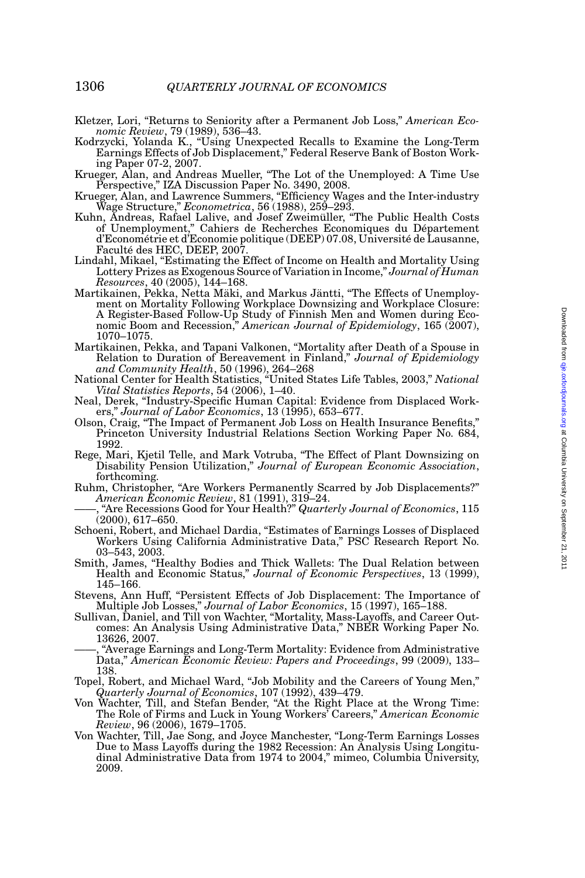Kletzer, Lori, "Returns to Seniority after a Permanent Job Loss," *American Economic Review*, 79 (1989), 536–43.

Kodrzycki, Yolanda K., "Using Unexpected Recalls to Examine the Long-Term Earnings Effects of Job Displacement," Federal Reserve Bank of Boston Working Paper 07-2, 2007.

Krueger, Alan, and Andreas Mueller, "The Lot of the Unemployed: A Time Use Perspective," IZA Discussion Paper No. 3490, 2008.

Krueger, Alan, and Lawrence Summers, "Efficiency Wages and the Inter-industry Wage Structure," *Econometrica*, 56 (1988), 259–293.

Kuhn, Andreas, Rafael Lalive, and Josef Zweimüller, "The Public Health Costs of Unemployment," Cahiers de Recherches Economiques du Département d'Econométrie et d'Economie politique (DEEP) 07.08, Université de Lausanne, Faculté des HEC, DEEP, 2007.

Lindahl, Mikael, "Estimating the Effect of Income on Health and Mortality Using Lottery Prizes as Exogenous Source of Variation in Income," *Journal of Human Resources*, 40 (2005), 144–168.

Martikainen, Pekka, Netta Mäki, and Markus Jäntti, "The Effects of Unemployment on Mortality Following Workplace Downsizing and Workplace Closure: A Register-Based Follow-Up Study of Finnish Men and Women during Economic Boom and Recession," *American Journal of Epidemiology*, 165 (2007), 1070–1075.

Martikainen, Pekka, and Tapani Valkonen, "Mortality after Death of a Spouse in Relation to Duration of Bereavement in Finland," *Journal of Epidemiology and Community Health*, 50 (1996), 264–268

National Center for Health Statistics, "United States Life Tables, 2003," *National Vital Statistics Reports*, 54 (2006), 1–40.

Neal, Derek, "Industry-Specific Human Capital: Evidence from Displaced Workers," *Journal of Labor Economics*, 13 (1995), 653–677.

Olson, Craig, "The Impact of Permanent Job Loss on Health Insurance Benefits," Princeton University Industrial Relations Section Working Paper No. 684, 1992.

Rege, Mari, Kjetil Telle, and Mark Votruba, "The Effect of Plant Downsizing on Disability Pension Utilization," *Journal of European Economic Association*, forthcoming.

Ruhm, Christopher, "Are Workers Permanently Scarred by Job Displacements?" *American Economic Review*, 81 (1991), 319–24.

——, "Are Recessions Good for Your Health?" *Quarterly Journal of Economics*, 115 (2000), 617–650.

Schoeni, Robert, and Michael Dardia, "Estimates of Earnings Losses of Displaced Workers Using California Administrative Data," PSC Research Report No. 03–543, 2003.

Smith, James, "Healthy Bodies and Thick Wallets: The Dual Relation between Health and Economic Status," *Journal of Economic Perspectives*, 13 (1999), 145–166.

Stevens, Ann Huff, "Persistent Effects of Job Displacement: The Importance of Multiple Job Losses," *Journal of Labor Economics*, 15 (1997), 165–188.

Sullivan, Daniel, and Till von Wachter, "Mortality, Mass-Layoffs, and Career Outcomes: An Analysis Using Administrative Data," NBER Working Paper No. 13626, 2007.

——, "Average Earnings and Long-Term Mortality: Evidence from Administrative Data," *American Economic Review: Papers and Proceedings*, 99 (2009), 133–138.

Topel, Robert, and Michael Ward, "Job Mobility and the Careers of Young Men," *Quarterly Journal of Economics*, 107 (1992), 439–479.

Von Wachter, Till, and Stefan Bender, "At the Right Place at the Wrong Time: The Role of Firms and Luck in Young Workers' Careers," *American Economic Review*, 96 (2006), 1679–1705.

Von Wachter, Till, Jae Song, and Joyce Manchester, "Long-Term Earnings Losses Due to Mass Layoffs during the 1982 Recession: An Analysis Using Longitudinal Administrative Data from 1974 to 2004," mimeo, Columbia University, 2009.